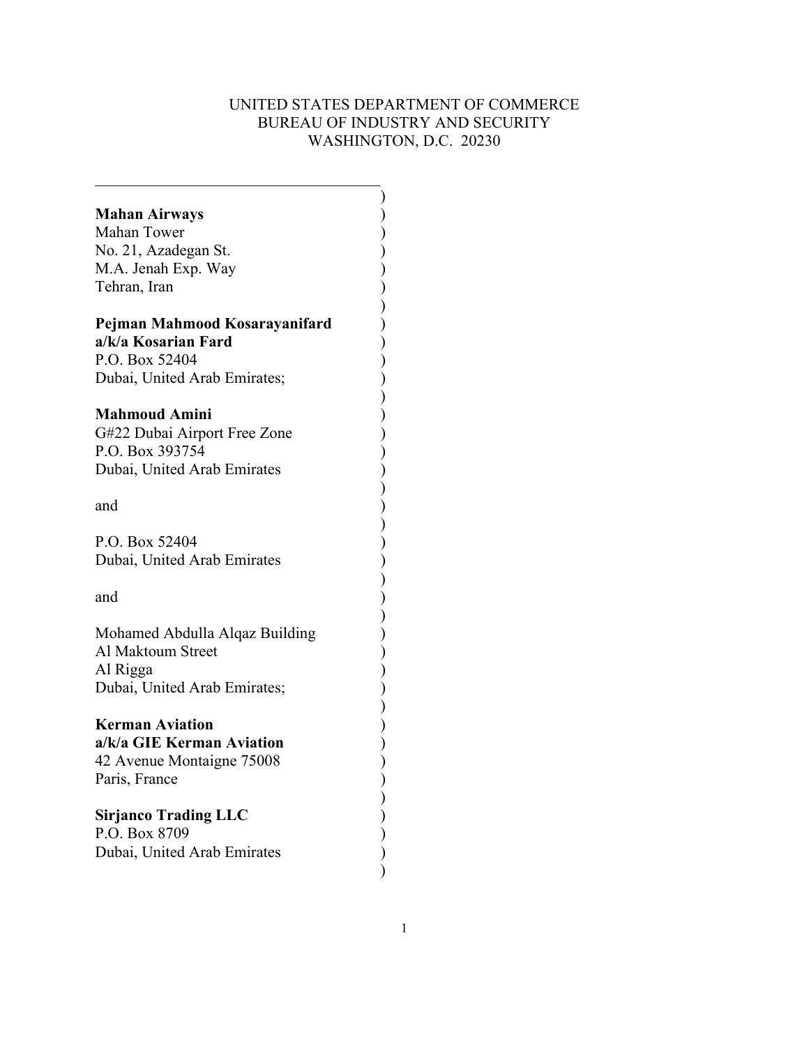UNITED STATES DEPARTMENT OF COMMERCE
BUREAU OF INDUSTRY AND SECURITY
WASHINGTON, D.C. 20230

---

**Mahan Airways**
Mahan Tower
No. 21, Azadegan St.
M.A. Jenah Exp. Way
Tehran, Iran

**Pejman Mahmood Kosarayanifard**
**a/k/a Kosarian Fard**
P.O. Box 52404
Dubai, United Arab Emirates;

**Mahmoud Amini**
G#22 Dubai Airport Free Zone
P.O. Box 393754
Dubai, United Arab Emirates

and

P.O. Box 52404
Dubai, United Arab Emirates

and

Mohamed Abdulla Alqaz Building
Al Maktoum Street
Al Rigga
Dubai, United Arab Emirates;

**Kerman Aviation**
**a/k/a GIE Kerman Aviation**
42 Avenue Montaigne 75008
Paris, France

**Sirjanco Trading LLC**
P.O. Box 8709
Dubai, United Arab Emirates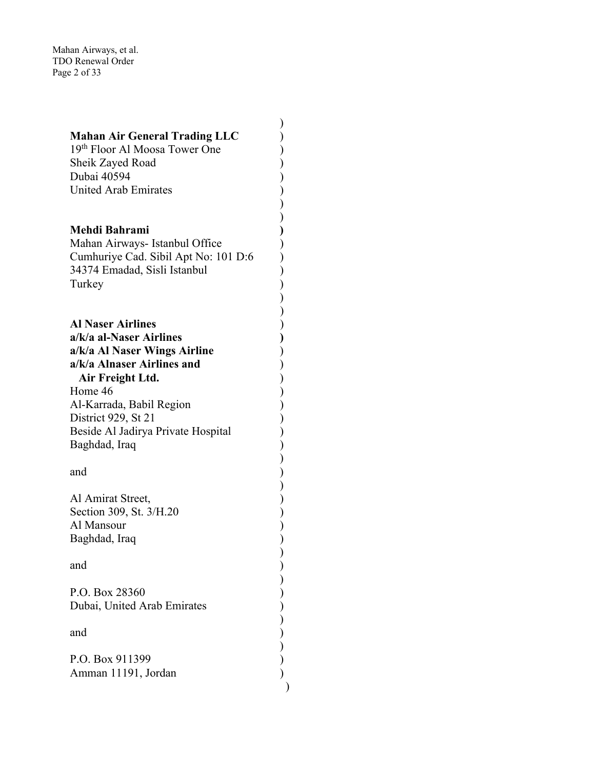**Mahan Air General Trading LLC**
19th Floor Al Moosa Tower One
Sheik Zayed Road
Dubai 40594
United Arab Emirates

**Mehdi Bahrami**
Mahan Airways- Istanbul Office
Cumhuriye Cad. Sibil Apt No: 101 D:6
34374 Emadad, Sisli Istanbul
Turkey

**Al Naser Airlines**
**a/k/a al-Naser Airlines**
**a/k/a Al Naser Wings Airline**
**a/k/a Alnaser Airlines and Air Freight Ltd.**
Home 46
Al-Karrada, Babil Region
District 929, St 21
Beside Al Jadirya Private Hospital
Baghdad, Iraq

and

Al Amirat Street,
Section 309, St. 3/H.20
Al Mansour
Baghdad, Iraq

and

P.O. Box 28360
Dubai, United Arab Emirates

and

P.O. Box 911399
Amman 11191, Jordan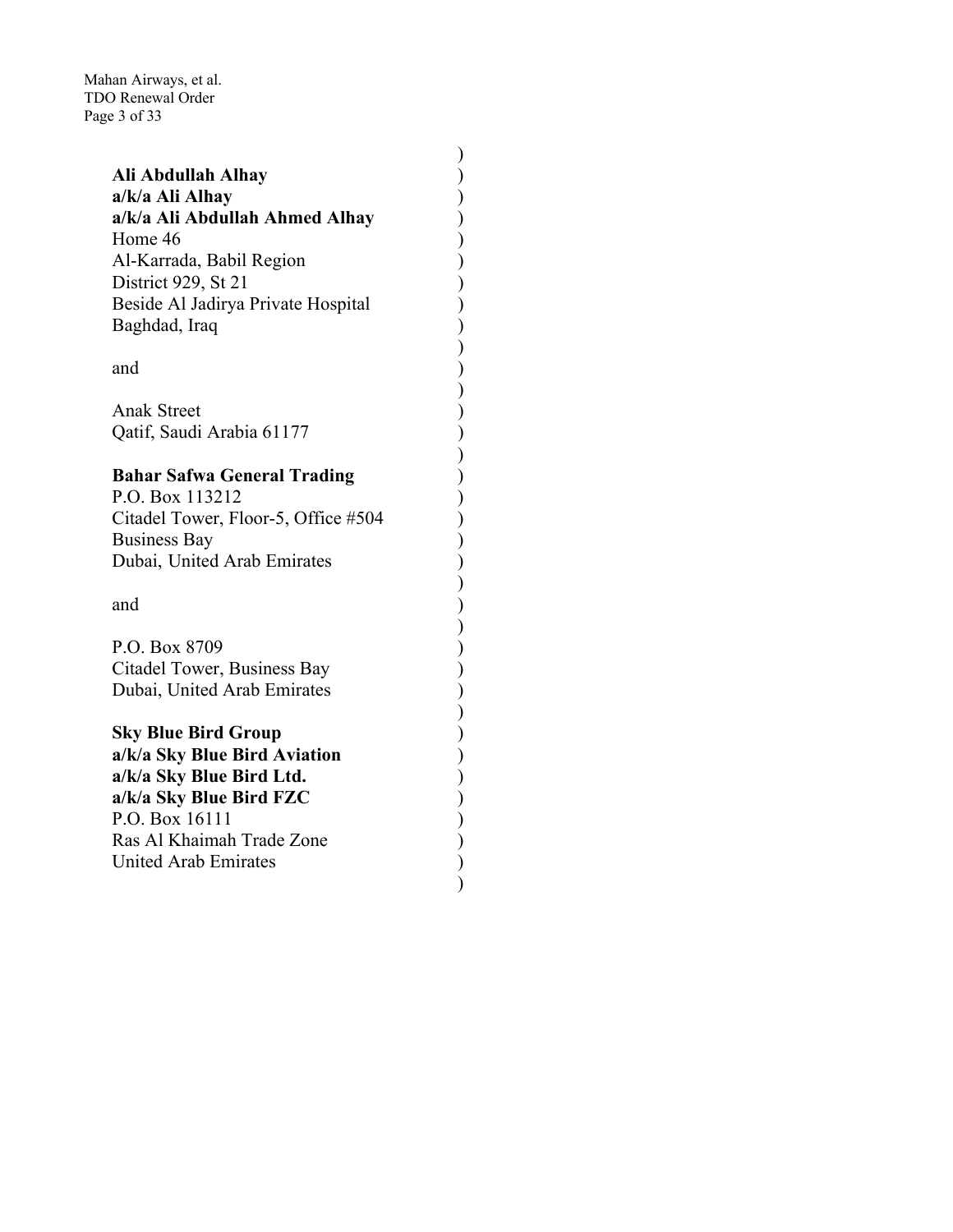**Ali Abdullah Alhay**
**a/k/a Ali Alhay**
**a/k/a Ali Abdullah Ahmed Alhay**
Home 46
Al-Karrada, Babil Region
District 929, St 21
Beside Al Jadirya Private Hospital
Baghdad, Iraq

and

Anak Street
Qatif, Saudi Arabia 61177

**Bahar Safwa General Trading**
P.O. Box 113212
Citadel Tower, Floor-5, Office #504
Business Bay
Dubai, United Arab Emirates

and

P.O. Box 8709
Citadel Tower, Business Bay
Dubai, United Arab Emirates

**Sky Blue Bird Group**
**a/k/a Sky Blue Bird Aviation**
**a/k/a Sky Blue Bird Ltd.**
**a/k/a Sky Blue Bird FZC**
P.O. Box 16111
Ras Al Khaimah Trade Zone
United Arab Emirates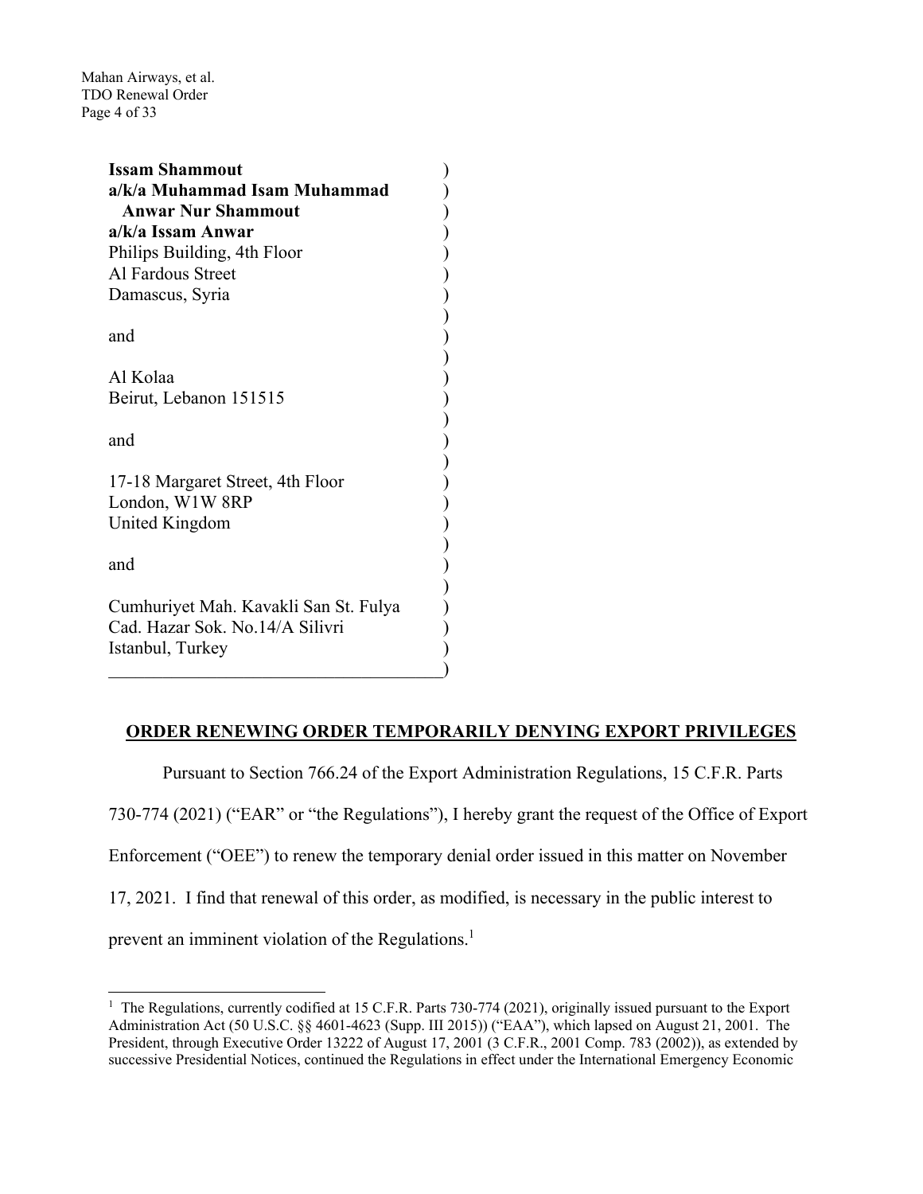**Issam Shammout**
**a/k/a Muhammad Isam Muhammad Anwar Nur Shammout**
**a/k/a Issam Anwar**
Philips Building, 4th Floor
Al Fardous Street
Damascus, Syria

and

Al Kolaa
Beirut, Lebanon 151515

and

17-18 Margaret Street, 4th Floor
London, W1W 8RP
United Kingdom

and

Cumhuriyet Mah. Kavakli San St. Fulya
Cad. Hazar Sok. No.14/A Silivri
Istanbul, Turkey

**ORDER RENEWING ORDER TEMPORARILY DENYING EXPORT PRIVILEGES**

Pursuant to Section 766.24 of the Export Administration Regulations, 15 C.F.R. Parts 730-774 (2021) ("EAR" or "the Regulations"), I hereby grant the request of the Office of Export Enforcement ("OEE") to renew the temporary denial order issued in this matter on November 17, 2021. I find that renewal of this order, as modified, is necessary in the public interest to prevent an imminent violation of the Regulations.[1]

[1] The Regulations, currently codified at 15 C.F.R. Parts 730-774 (2021), originally issued pursuant to the Export Administration Act (50 U.S.C. §§ 4601-4623 (Supp. III 2015)) ("EAA"), which lapsed on August 21, 2001. The President, through Executive Order 13222 of August 17, 2001 (3 C.F.R., 2001 Comp. 783 (2002)), as extended by successive Presidential Notices, continued the Regulations in effect under the International Emergency Economic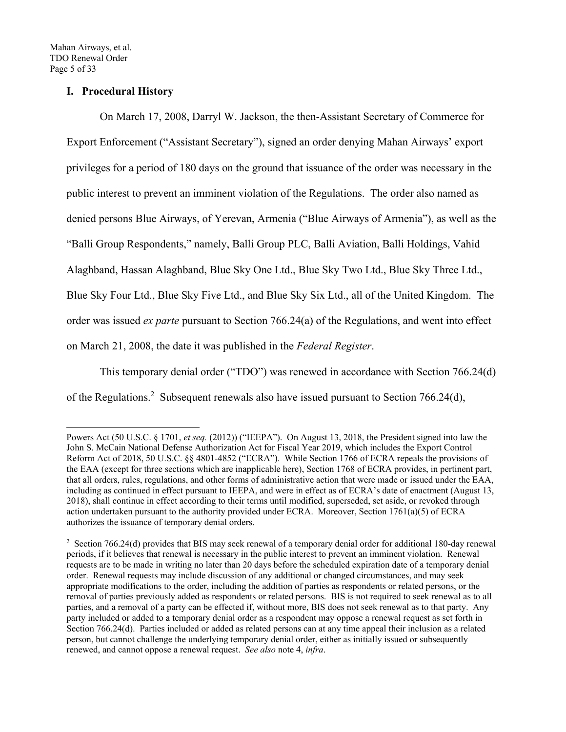## I. Procedural History

On March 17, 2008, Darryl W. Jackson, the then-Assistant Secretary of Commerce for Export Enforcement ("Assistant Secretary"), signed an order denying Mahan Airways' export privileges for a period of 180 days on the ground that issuance of the order was necessary in the public interest to prevent an imminent violation of the Regulations. The order also named as denied persons Blue Airways, of Yerevan, Armenia ("Blue Airways of Armenia"), as well as the "Balli Group Respondents," namely, Balli Group PLC, Balli Aviation, Balli Holdings, Vahid Alaghband, Hassan Alaghband, Blue Sky One Ltd., Blue Sky Two Ltd., Blue Sky Three Ltd., Blue Sky Four Ltd., Blue Sky Five Ltd., and Blue Sky Six Ltd., all of the United Kingdom. The order was issued *ex parte* pursuant to Section 766.24(a) of the Regulations, and went into effect on March 21, 2008, the date it was published in the *Federal Register*.

This temporary denial order ("TDO") was renewed in accordance with Section 766.24(d) of the Regulations.[2] Subsequent renewals also have issued pursuant to Section 766.24(d),

---

Powers Act (50 U.S.C. § 1701, *et seq.* (2012)) ("IEEPA"). On August 13, 2018, the President signed into law the John S. McCain National Defense Authorization Act for Fiscal Year 2019, which includes the Export Control Reform Act of 2018, 50 U.S.C. §§ 4801-4852 ("ECRA"). While Section 1766 of ECRA repeals the provisions of the EAA (except for three sections which are inapplicable here), Section 1768 of ECRA provides, in pertinent part, that all orders, rules, regulations, and other forms of administrative action that were made or issued under the EAA, including as continued in effect pursuant to IEEPA, and were in effect as of ECRA's date of enactment (August 13, 2018), shall continue in effect according to their terms until modified, superseded, set aside, or revoked through action undertaken pursuant to the authority provided under ECRA. Moreover, Section 1761(a)(5) of ECRA authorizes the issuance of temporary denial orders.

[2] Section 766.24(d) provides that BIS may seek renewal of a temporary denial order for additional 180-day renewal periods, if it believes that renewal is necessary in the public interest to prevent an imminent violation. Renewal requests are to be made in writing no later than 20 days before the scheduled expiration date of a temporary denial order. Renewal requests may include discussion of any additional or changed circumstances, and may seek appropriate modifications to the order, including the addition of parties as respondents or related persons, or the removal of parties previously added as respondents or related persons. BIS is not required to seek renewal as to all parties, and a removal of a party can be effected if, without more, BIS does not seek renewal as to that party. Any party included or added to a temporary denial order as a respondent may oppose a renewal request as set forth in Section 766.24(d). Parties included or added as related persons can at any time appeal their inclusion as a related person, but cannot challenge the underlying temporary denial order, either as initially issued or subsequently renewed, and cannot oppose a renewal request. *See also* note 4, *infra*.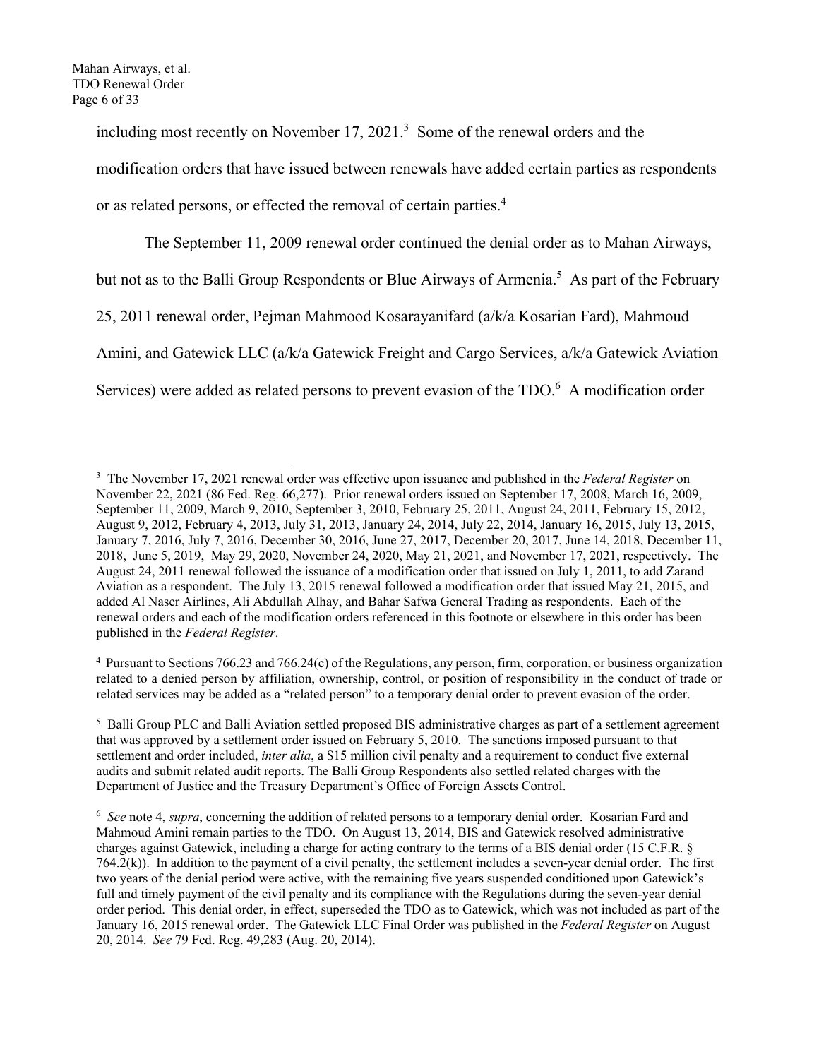including most recently on November 17, 2021.[3] Some of the renewal orders and the modification orders that have issued between renewals have added certain parties as respondents or as related persons, or effected the removal of certain parties.[4]

The September 11, 2009 renewal order continued the denial order as to Mahan Airways, but not as to the Balli Group Respondents or Blue Airways of Armenia.[5] As part of the February 25, 2011 renewal order, Pejman Mahmood Kosarayanifard (a/k/a Kosarian Fard), Mahmoud Amini, and Gatewick LLC (a/k/a Gatewick Freight and Cargo Services, a/k/a Gatewick Aviation Services) were added as related persons to prevent evasion of the TDO.[6] A modification order

---

[3] The November 17, 2021 renewal order was effective upon issuance and published in the *Federal Register* on November 22, 2021 (86 Fed. Reg. 66,277). Prior renewal orders issued on September 17, 2008, March 16, 2009, September 11, 2009, March 9, 2010, September 3, 2010, February 25, 2011, August 24, 2011, February 15, 2012, August 9, 2012, February 4, 2013, July 31, 2013, January 24, 2014, July 22, 2014, January 16, 2015, July 13, 2015, January 7, 2016, July 7, 2016, December 30, 2016, June 27, 2017, December 20, 2017, June 14, 2018, December 11, 2018, June 5, 2019, May 29, 2020, November 24, 2020, May 21, 2021, and November 17, 2021, respectively. The August 24, 2011 renewal followed the issuance of a modification order that issued on July 1, 2011, to add Zarand Aviation as a respondent. The July 13, 2015 renewal followed a modification order that issued May 21, 2015, and added Al Naser Airlines, Ali Abdullah Alhay, and Bahar Safwa General Trading as respondents. Each of the renewal orders and each of the modification orders referenced in this footnote or elsewhere in this order has been published in the *Federal Register*.

[4] Pursuant to Sections 766.23 and 766.24(c) of the Regulations, any person, firm, corporation, or business organization related to a denied person by affiliation, ownership, control, or position of responsibility in the conduct of trade or related services may be added as a "related person" to a temporary denial order to prevent evasion of the order.

[5] Balli Group PLC and Balli Aviation settled proposed BIS administrative charges as part of a settlement agreement that was approved by a settlement order issued on February 5, 2010. The sanctions imposed pursuant to that settlement and order included, *inter alia*, a $15 million civil penalty and a requirement to conduct five external audits and submit related audit reports. The Balli Group Respondents also settled related charges with the Department of Justice and the Treasury Department's Office of Foreign Assets Control.

[6] *See* note 4, *supra*, concerning the addition of related persons to a temporary denial order. Kosarian Fard and Mahmoud Amini remain parties to the TDO. On August 13, 2014, BIS and Gatewick resolved administrative charges against Gatewick, including a charge for acting contrary to the terms of a BIS denial order (15 C.F.R. § 764.2(k)). In addition to the payment of a civil penalty, the settlement includes a seven-year denial order. The first two years of the denial period were active, with the remaining five years suspended conditioned upon Gatewick's full and timely payment of the civil penalty and its compliance with the Regulations during the seven-year denial order period. This denial order, in effect, superseded the TDO as to Gatewick, which was not included as part of the January 16, 2015 renewal order. The Gatewick LLC Final Order was published in the *Federal Register* on August 20, 2014. *See* 79 Fed. Reg. 49,283 (Aug. 20, 2014).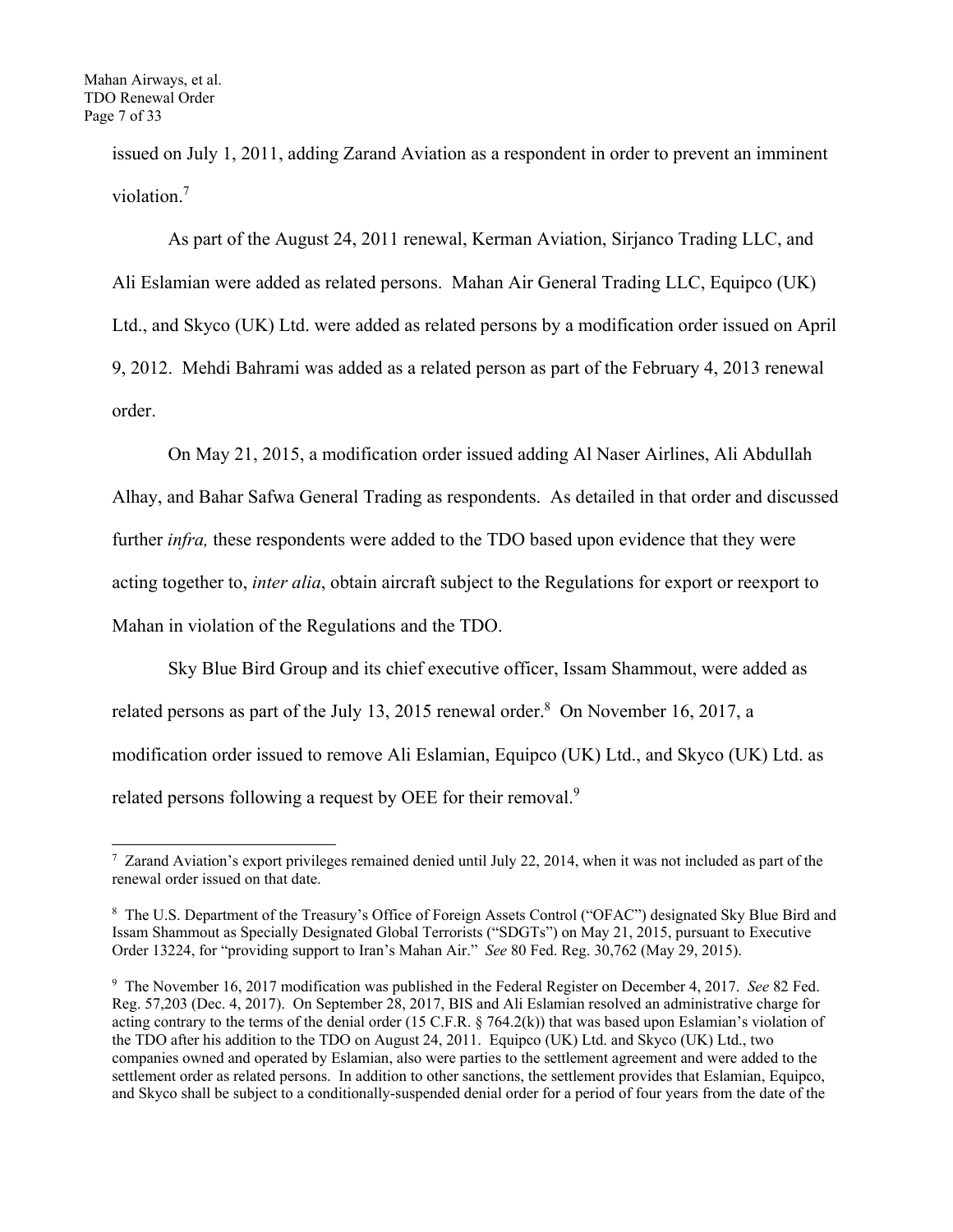issued on July 1, 2011, adding Zarand Aviation as a respondent in order to prevent an imminent violation.[7]

As part of the August 24, 2011 renewal, Kerman Aviation, Sirjanco Trading LLC, and Ali Eslamian were added as related persons. Mahan Air General Trading LLC, Equipco (UK) Ltd., and Skyco (UK) Ltd. were added as related persons by a modification order issued on April 9, 2012. Mehdi Bahrami was added as a related person as part of the February 4, 2013 renewal order.

On May 21, 2015, a modification order issued adding Al Naser Airlines, Ali Abdullah Alhay, and Bahar Safwa General Trading as respondents. As detailed in that order and discussed further *infra,* these respondents were added to the TDO based upon evidence that they were acting together to, *inter alia*, obtain aircraft subject to the Regulations for export or reexport to Mahan in violation of the Regulations and the TDO.

Sky Blue Bird Group and its chief executive officer, Issam Shammout, were added as related persons as part of the July 13, 2015 renewal order.[8] On November 16, 2017, a modification order issued to remove Ali Eslamian, Equipco (UK) Ltd., and Skyco (UK) Ltd. as related persons following a request by OEE for their removal.[9]

---

[7] Zarand Aviation's export privileges remained denied until July 22, 2014, when it was not included as part of the renewal order issued on that date.

[8] The U.S. Department of the Treasury's Office of Foreign Assets Control ("OFAC") designated Sky Blue Bird and Issam Shammout as Specially Designated Global Terrorists ("SDGTs") on May 21, 2015, pursuant to Executive Order 13224, for "providing support to Iran's Mahan Air." *See* 80 Fed. Reg. 30,762 (May 29, 2015).

[9] The November 16, 2017 modification was published in the Federal Register on December 4, 2017. *See* 82 Fed. Reg. 57,203 (Dec. 4, 2017). On September 28, 2017, BIS and Ali Eslamian resolved an administrative charge for acting contrary to the terms of the denial order (15 C.F.R. § 764.2(k)) that was based upon Eslamian's violation of the TDO after his addition to the TDO on August 24, 2011. Equipco (UK) Ltd. and Skyco (UK) Ltd., two companies owned and operated by Eslamian, also were parties to the settlement agreement and were added to the settlement order as related persons. In addition to other sanctions, the settlement provides that Eslamian, Equipco, and Skyco shall be subject to a conditionally-suspended denial order for a period of four years from the date of the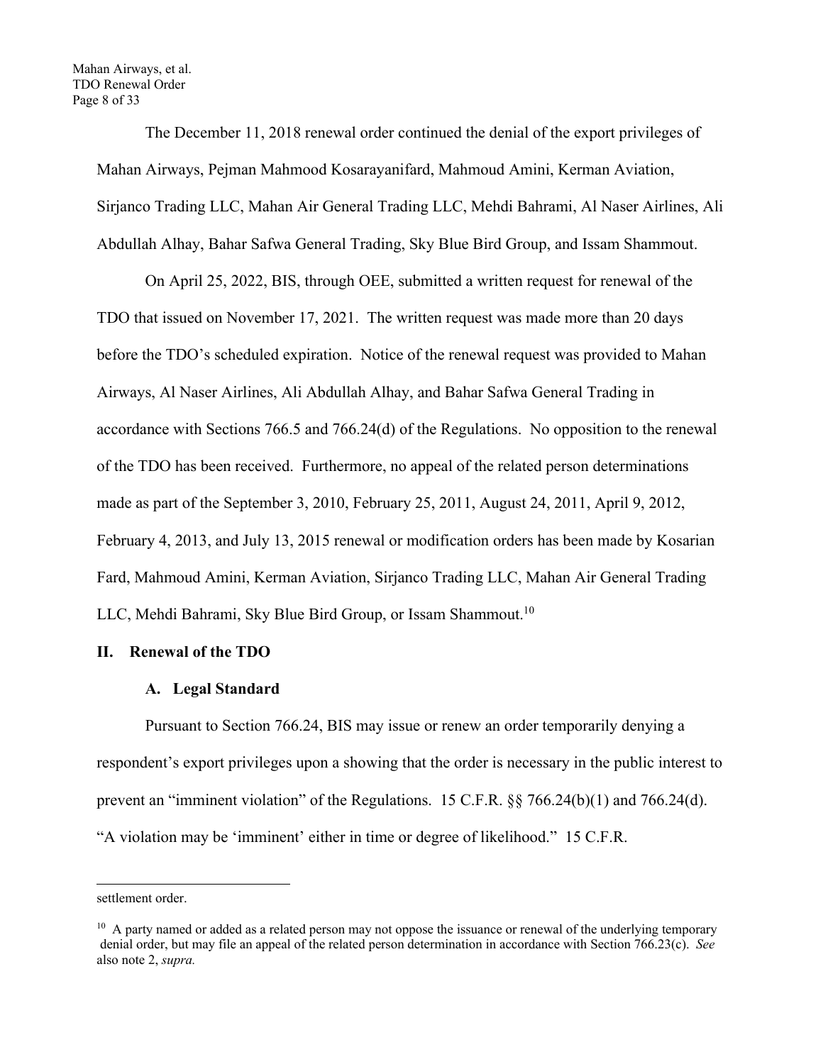The December 11, 2018 renewal order continued the denial of the export privileges of Mahan Airways, Pejman Mahmood Kosarayanifard, Mahmoud Amini, Kerman Aviation, Sirjanco Trading LLC, Mahan Air General Trading LLC, Mehdi Bahrami, Al Naser Airlines, Ali Abdullah Alhay, Bahar Safwa General Trading, Sky Blue Bird Group, and Issam Shammout.

On April 25, 2022, BIS, through OEE, submitted a written request for renewal of the TDO that issued on November 17, 2021. The written request was made more than 20 days before the TDO's scheduled expiration. Notice of the renewal request was provided to Mahan Airways, Al Naser Airlines, Ali Abdullah Alhay, and Bahar Safwa General Trading in accordance with Sections 766.5 and 766.24(d) of the Regulations. No opposition to the renewal of the TDO has been received. Furthermore, no appeal of the related person determinations made as part of the September 3, 2010, February 25, 2011, August 24, 2011, April 9, 2012, February 4, 2013, and July 13, 2015 renewal or modification orders has been made by Kosarian Fard, Mahmoud Amini, Kerman Aviation, Sirjanco Trading LLC, Mahan Air General Trading LLC, Mehdi Bahrami, Sky Blue Bird Group, or Issam Shammout.[10]

## II. Renewal of the TDO

### A. Legal Standard

Pursuant to Section 766.24, BIS may issue or renew an order temporarily denying a respondent's export privileges upon a showing that the order is necessary in the public interest to prevent an "imminent violation" of the Regulations. 15 C.F.R. §§ 766.24(b)(1) and 766.24(d). "A violation may be 'imminent' either in time or degree of likelihood." 15 C.F.R.

---

settlement order.

[10] A party named or added as a related person may not oppose the issuance or renewal of the underlying temporary denial order, but may file an appeal of the related person determination in accordance with Section 766.23(c). *See* also note 2, *supra.*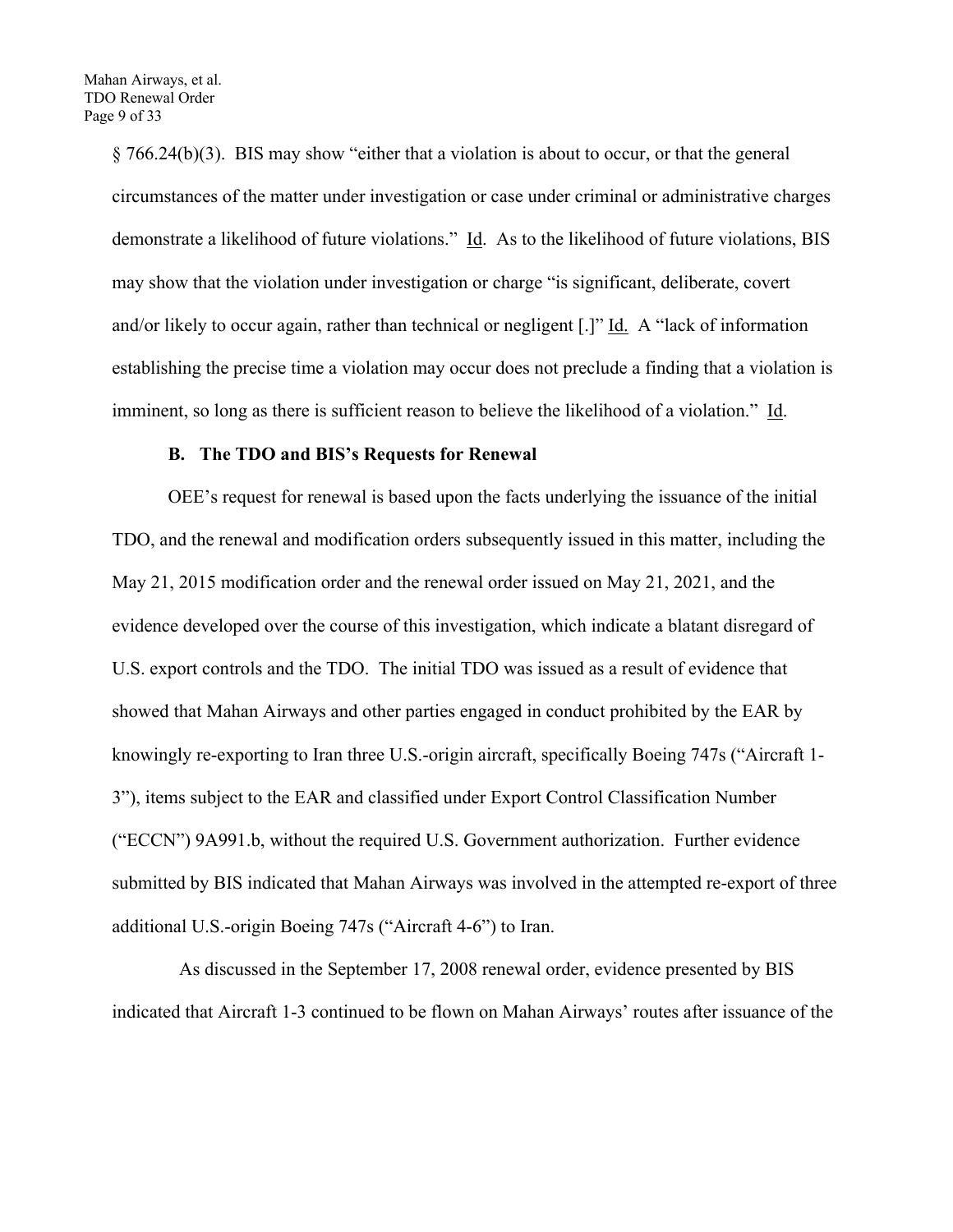§ 766.24(b)(3). BIS may show "either that a violation is about to occur, or that the general circumstances of the matter under investigation or case under criminal or administrative charges demonstrate a likelihood of future violations." Id. As to the likelihood of future violations, BIS may show that the violation under investigation or charge "is significant, deliberate, covert and/or likely to occur again, rather than technical or negligent [.]" Id. A "lack of information establishing the precise time a violation may occur does not preclude a finding that a violation is imminent, so long as there is sufficient reason to believe the likelihood of a violation." Id.

### B. The TDO and BIS's Requests for Renewal

OEE's request for renewal is based upon the facts underlying the issuance of the initial TDO, and the renewal and modification orders subsequently issued in this matter, including the May 21, 2015 modification order and the renewal order issued on May 21, 2021, and the evidence developed over the course of this investigation, which indicate a blatant disregard of U.S. export controls and the TDO. The initial TDO was issued as a result of evidence that showed that Mahan Airways and other parties engaged in conduct prohibited by the EAR by knowingly re-exporting to Iran three U.S.-origin aircraft, specifically Boeing 747s ("Aircraft 1-3"), items subject to the EAR and classified under Export Control Classification Number ("ECCN") 9A991.b, without the required U.S. Government authorization. Further evidence submitted by BIS indicated that Mahan Airways was involved in the attempted re-export of three additional U.S.-origin Boeing 747s ("Aircraft 4-6") to Iran.

As discussed in the September 17, 2008 renewal order, evidence presented by BIS indicated that Aircraft 1-3 continued to be flown on Mahan Airways' routes after issuance of the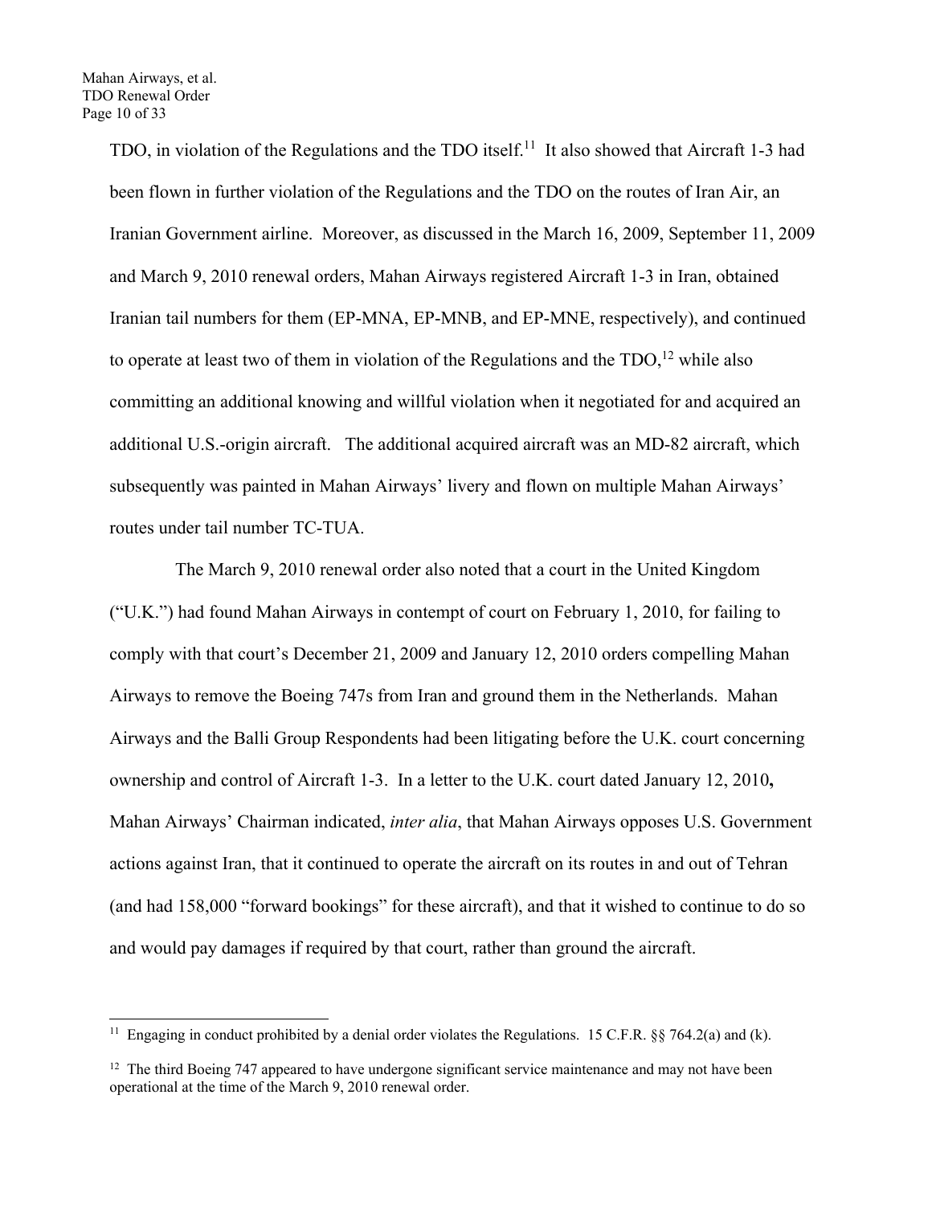TDO, in violation of the Regulations and the TDO itself.[11] It also showed that Aircraft 1-3 had been flown in further violation of the Regulations and the TDO on the routes of Iran Air, an Iranian Government airline. Moreover, as discussed in the March 16, 2009, September 11, 2009 and March 9, 2010 renewal orders, Mahan Airways registered Aircraft 1-3 in Iran, obtained Iranian tail numbers for them (EP-MNA, EP-MNB, and EP-MNE, respectively), and continued to operate at least two of them in violation of the Regulations and the TDO,[12] while also committing an additional knowing and willful violation when it negotiated for and acquired an additional U.S.-origin aircraft. The additional acquired aircraft was an MD-82 aircraft, which subsequently was painted in Mahan Airways' livery and flown on multiple Mahan Airways' routes under tail number TC-TUA.

The March 9, 2010 renewal order also noted that a court in the United Kingdom ("U.K.") had found Mahan Airways in contempt of court on February 1, 2010, for failing to comply with that court's December 21, 2009 and January 12, 2010 orders compelling Mahan Airways to remove the Boeing 747s from Iran and ground them in the Netherlands. Mahan Airways and the Balli Group Respondents had been litigating before the U.K. court concerning ownership and control of Aircraft 1-3. In a letter to the U.K. court dated January 12, 2010**,** Mahan Airways' Chairman indicated, *inter alia*, that Mahan Airways opposes U.S. Government actions against Iran, that it continued to operate the aircraft on its routes in and out of Tehran (and had 158,000 "forward bookings" for these aircraft), and that it wished to continue to do so and would pay damages if required by that court, rather than ground the aircraft.

---

[11] Engaging in conduct prohibited by a denial order violates the Regulations. 15 C.F.R. §§ 764.2(a) and (k).

[12] The third Boeing 747 appeared to have undergone significant service maintenance and may not have been operational at the time of the March 9, 2010 renewal order.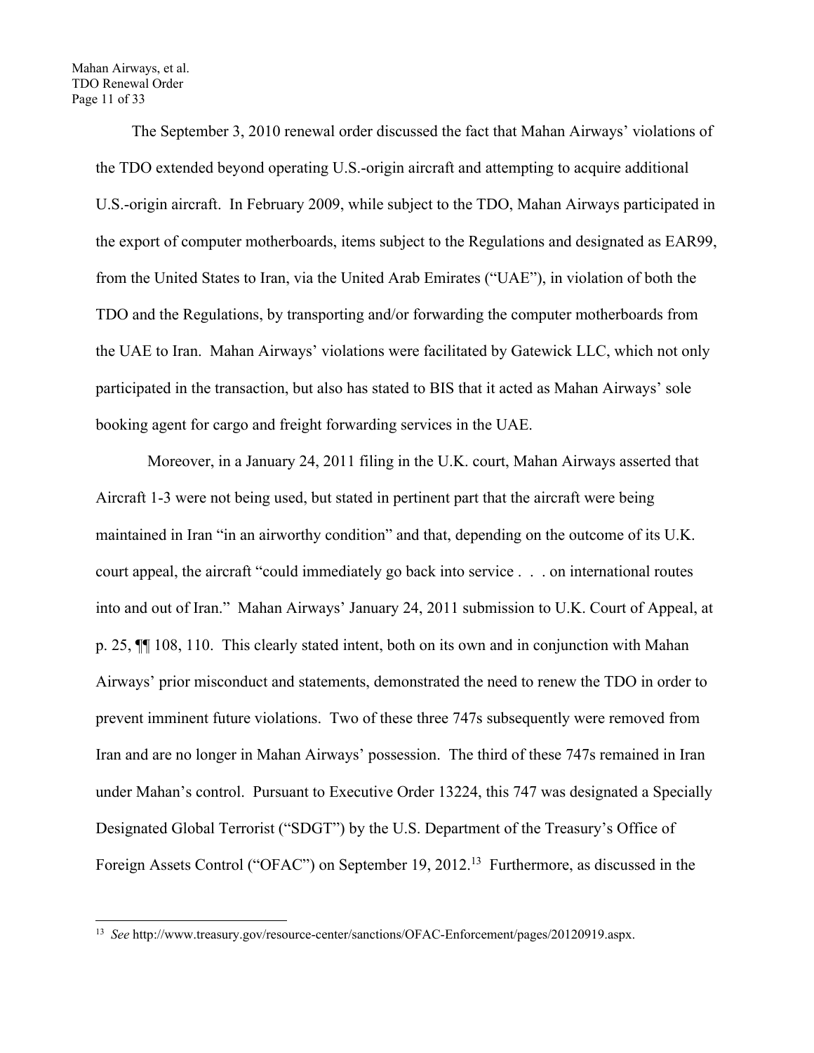The September 3, 2010 renewal order discussed the fact that Mahan Airways' violations of the TDO extended beyond operating U.S.-origin aircraft and attempting to acquire additional U.S.-origin aircraft. In February 2009, while subject to the TDO, Mahan Airways participated in the export of computer motherboards, items subject to the Regulations and designated as EAR99, from the United States to Iran, via the United Arab Emirates ("UAE"), in violation of both the TDO and the Regulations, by transporting and/or forwarding the computer motherboards from the UAE to Iran. Mahan Airways' violations were facilitated by Gatewick LLC, which not only participated in the transaction, but also has stated to BIS that it acted as Mahan Airways' sole booking agent for cargo and freight forwarding services in the UAE.

Moreover, in a January 24, 2011 filing in the U.K. court, Mahan Airways asserted that Aircraft 1-3 were not being used, but stated in pertinent part that the aircraft were being maintained in Iran "in an airworthy condition" and that, depending on the outcome of its U.K. court appeal, the aircraft "could immediately go back into service . . . on international routes into and out of Iran." Mahan Airways' January 24, 2011 submission to U.K. Court of Appeal, at p. 25, ¶¶ 108, 110. This clearly stated intent, both on its own and in conjunction with Mahan Airways' prior misconduct and statements, demonstrated the need to renew the TDO in order to prevent imminent future violations. Two of these three 747s subsequently were removed from Iran and are no longer in Mahan Airways' possession. The third of these 747s remained in Iran under Mahan's control. Pursuant to Executive Order 13224, this 747 was designated a Specially Designated Global Terrorist ("SDGT") by the U.S. Department of the Treasury's Office of Foreign Assets Control ("OFAC") on September 19, 2012.[13] Furthermore, as discussed in the

---

[13] *See* http://www.treasury.gov/resource-center/sanctions/OFAC-Enforcement/pages/20120919.aspx.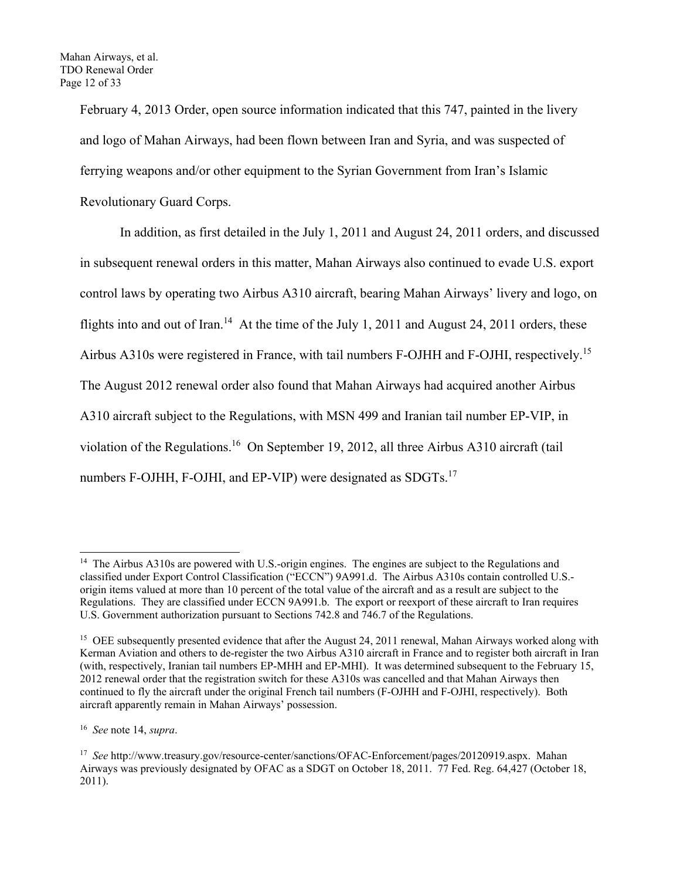February 4, 2013 Order, open source information indicated that this 747, painted in the livery and logo of Mahan Airways, had been flown between Iran and Syria, and was suspected of ferrying weapons and/or other equipment to the Syrian Government from Iran's Islamic Revolutionary Guard Corps.

In addition, as first detailed in the July 1, 2011 and August 24, 2011 orders, and discussed in subsequent renewal orders in this matter, Mahan Airways also continued to evade U.S. export control laws by operating two Airbus A310 aircraft, bearing Mahan Airways' livery and logo, on flights into and out of Iran.[14] At the time of the July 1, 2011 and August 24, 2011 orders, these Airbus A310s were registered in France, with tail numbers F-OJHH and F-OJHI, respectively.[15] The August 2012 renewal order also found that Mahan Airways had acquired another Airbus A310 aircraft subject to the Regulations, with MSN 499 and Iranian tail number EP-VIP, in violation of the Regulations.[16] On September 19, 2012, all three Airbus A310 aircraft (tail numbers F-OJHH, F-OJHI, and EP-VIP) were designated as SDGTs.[17]

---

[14] The Airbus A310s are powered with U.S.-origin engines. The engines are subject to the Regulations and classified under Export Control Classification ("ECCN") 9A991.d. The Airbus A310s contain controlled U.S.-origin items valued at more than 10 percent of the total value of the aircraft and as a result are subject to the Regulations. They are classified under ECCN 9A991.b. The export or reexport of these aircraft to Iran requires U.S. Government authorization pursuant to Sections 742.8 and 746.7 of the Regulations.

[15] OEE subsequently presented evidence that after the August 24, 2011 renewal, Mahan Airways worked along with Kerman Aviation and others to de-register the two Airbus A310 aircraft in France and to register both aircraft in Iran (with, respectively, Iranian tail numbers EP-MHH and EP-MHI). It was determined subsequent to the February 15, 2012 renewal order that the registration switch for these A310s was cancelled and that Mahan Airways then continued to fly the aircraft under the original French tail numbers (F-OJHH and F-OJHI, respectively). Both aircraft apparently remain in Mahan Airways' possession.

[16] *See* note 14, *supra*.

[17] *See* http://www.treasury.gov/resource-center/sanctions/OFAC-Enforcement/pages/20120919.aspx. Mahan Airways was previously designated by OFAC as a SDGT on October 18, 2011. 77 Fed. Reg. 64,427 (October 18, 2011).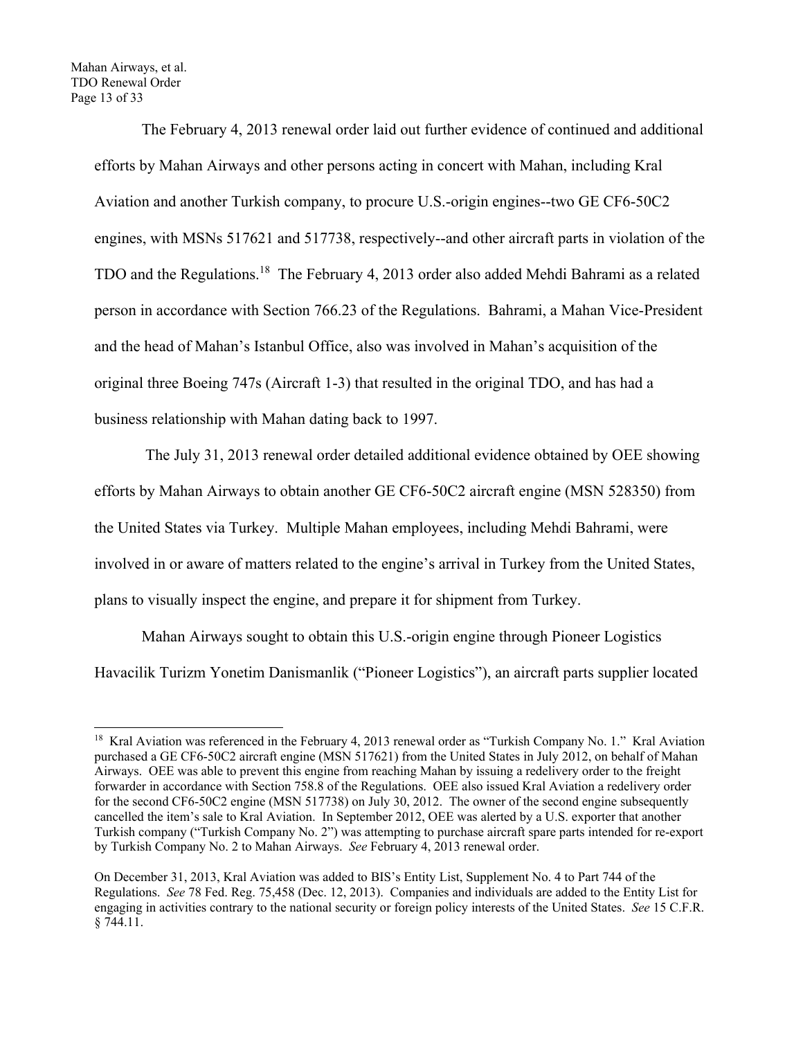The February 4, 2013 renewal order laid out further evidence of continued and additional efforts by Mahan Airways and other persons acting in concert with Mahan, including Kral Aviation and another Turkish company, to procure U.S.-origin engines--two GE CF6-50C2 engines, with MSNs 517621 and 517738, respectively--and other aircraft parts in violation of the TDO and the Regulations.[18] The February 4, 2013 order also added Mehdi Bahrami as a related person in accordance with Section 766.23 of the Regulations. Bahrami, a Mahan Vice-President and the head of Mahan's Istanbul Office, also was involved in Mahan's acquisition of the original three Boeing 747s (Aircraft 1-3) that resulted in the original TDO, and has had a business relationship with Mahan dating back to 1997.

The July 31, 2013 renewal order detailed additional evidence obtained by OEE showing efforts by Mahan Airways to obtain another GE CF6-50C2 aircraft engine (MSN 528350) from the United States via Turkey. Multiple Mahan employees, including Mehdi Bahrami, were involved in or aware of matters related to the engine's arrival in Turkey from the United States, plans to visually inspect the engine, and prepare it for shipment from Turkey.

Mahan Airways sought to obtain this U.S.-origin engine through Pioneer Logistics Havacilik Turizm Yonetim Danismanlik ("Pioneer Logistics"), an aircraft parts supplier located

---

[18] Kral Aviation was referenced in the February 4, 2013 renewal order as "Turkish Company No. 1." Kral Aviation purchased a GE CF6-50C2 aircraft engine (MSN 517621) from the United States in July 2012, on behalf of Mahan Airways. OEE was able to prevent this engine from reaching Mahan by issuing a redelivery order to the freight forwarder in accordance with Section 758.8 of the Regulations. OEE also issued Kral Aviation a redelivery order for the second CF6-50C2 engine (MSN 517738) on July 30, 2012. The owner of the second engine subsequently cancelled the item's sale to Kral Aviation. In September 2012, OEE was alerted by a U.S. exporter that another Turkish company ("Turkish Company No. 2") was attempting to purchase aircraft spare parts intended for re-export by Turkish Company No. 2 to Mahan Airways. *See* February 4, 2013 renewal order.

On December 31, 2013, Kral Aviation was added to BIS's Entity List, Supplement No. 4 to Part 744 of the Regulations. *See* 78 Fed. Reg. 75,458 (Dec. 12, 2013). Companies and individuals are added to the Entity List for engaging in activities contrary to the national security or foreign policy interests of the United States. *See* 15 C.F.R. § 744.11.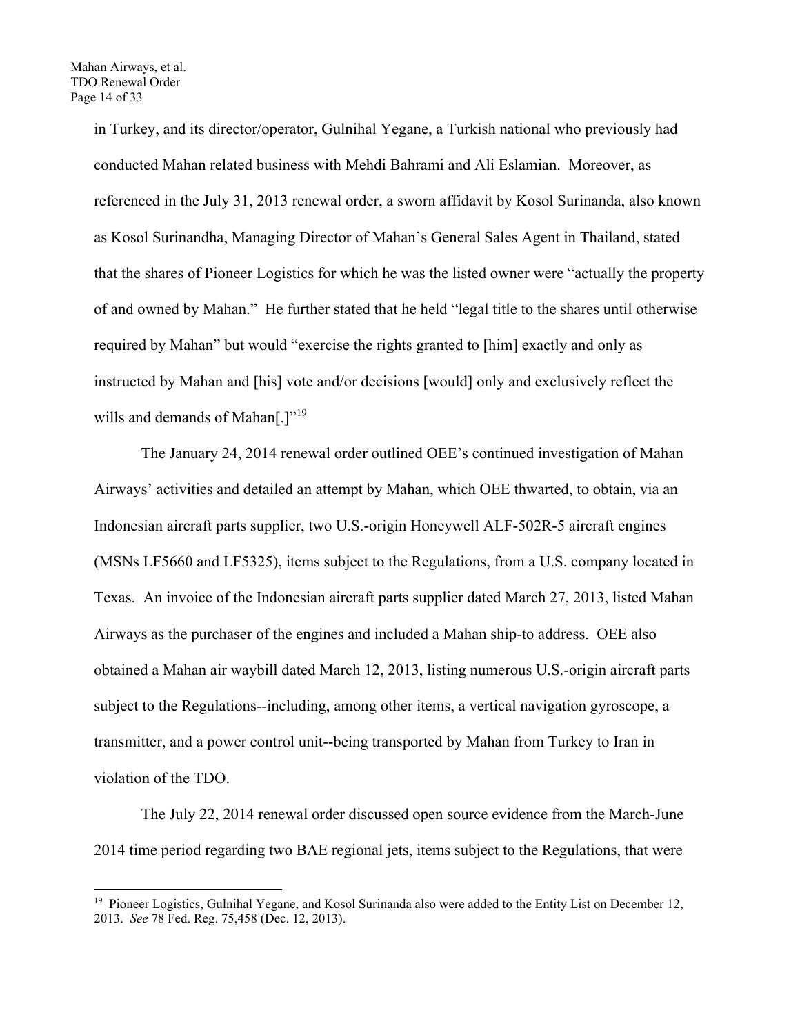in Turkey, and its director/operator, Gulnihal Yegane, a Turkish national who previously had conducted Mahan related business with Mehdi Bahrami and Ali Eslamian. Moreover, as referenced in the July 31, 2013 renewal order, a sworn affidavit by Kosol Surinanda, also known as Kosol Surinandha, Managing Director of Mahan's General Sales Agent in Thailand, stated that the shares of Pioneer Logistics for which he was the listed owner were "actually the property of and owned by Mahan." He further stated that he held "legal title to the shares until otherwise required by Mahan" but would "exercise the rights granted to [him] exactly and only as instructed by Mahan and [his] vote and/or decisions [would] only and exclusively reflect the wills and demands of Mahan[.]"[19]

The January 24, 2014 renewal order outlined OEE's continued investigation of Mahan Airways' activities and detailed an attempt by Mahan, which OEE thwarted, to obtain, via an Indonesian aircraft parts supplier, two U.S.-origin Honeywell ALF-502R-5 aircraft engines (MSNs LF5660 and LF5325), items subject to the Regulations, from a U.S. company located in Texas. An invoice of the Indonesian aircraft parts supplier dated March 27, 2013, listed Mahan Airways as the purchaser of the engines and included a Mahan ship-to address. OEE also obtained a Mahan air waybill dated March 12, 2013, listing numerous U.S.-origin aircraft parts subject to the Regulations--including, among other items, a vertical navigation gyroscope, a transmitter, and a power control unit--being transported by Mahan from Turkey to Iran in violation of the TDO.

The July 22, 2014 renewal order discussed open source evidence from the March-June 2014 time period regarding two BAE regional jets, items subject to the Regulations, that were

---

[19] Pioneer Logistics, Gulnihal Yegane, and Kosol Surinanda also were added to the Entity List on December 12, 2013. *See* 78 Fed. Reg. 75,458 (Dec. 12, 2013).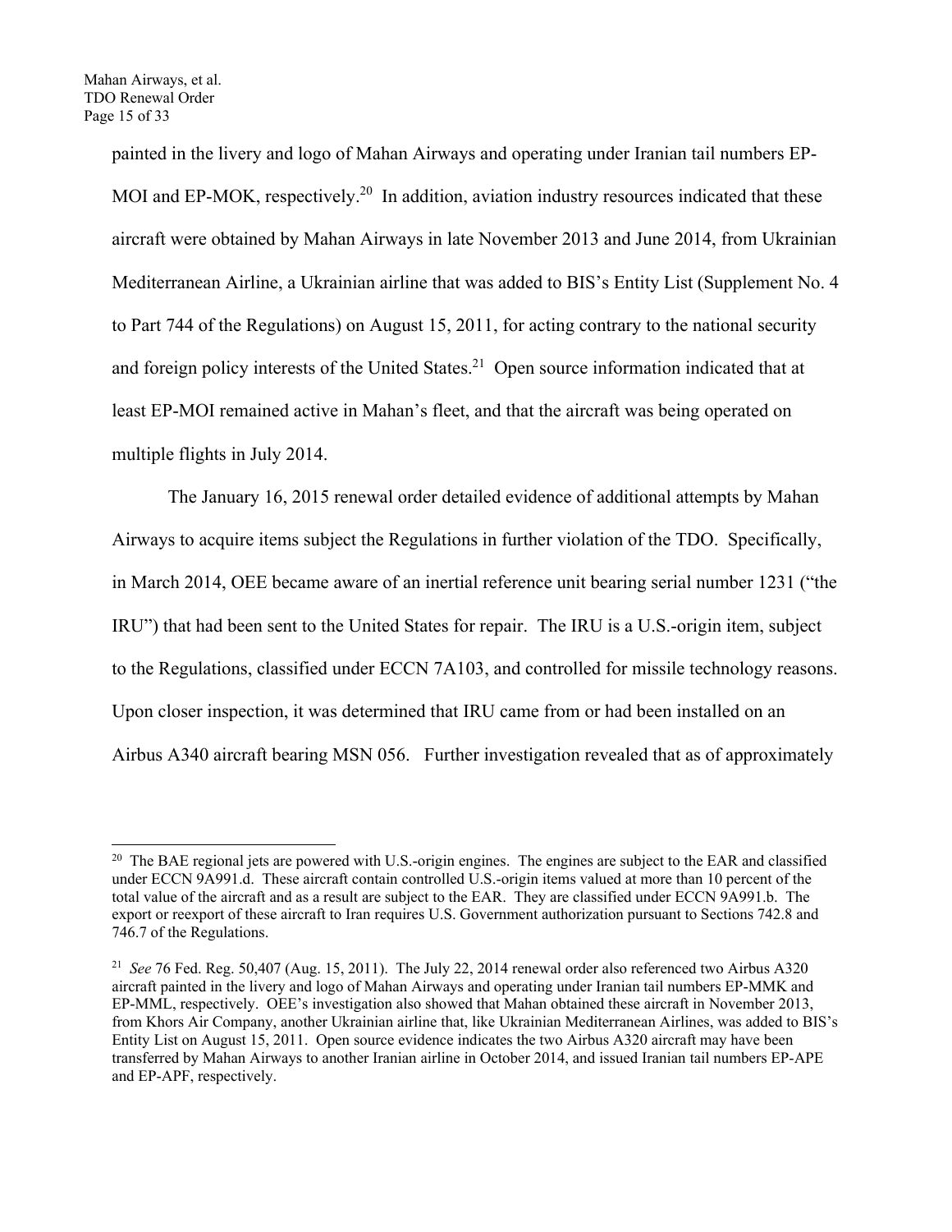painted in the livery and logo of Mahan Airways and operating under Iranian tail numbers EP-MOI and EP-MOK, respectively.[20] In addition, aviation industry resources indicated that these aircraft were obtained by Mahan Airways in late November 2013 and June 2014, from Ukrainian Mediterranean Airline, a Ukrainian airline that was added to BIS's Entity List (Supplement No. 4 to Part 744 of the Regulations) on August 15, 2011, for acting contrary to the national security and foreign policy interests of the United States.[21] Open source information indicated that at least EP-MOI remained active in Mahan's fleet, and that the aircraft was being operated on multiple flights in July 2014.

The January 16, 2015 renewal order detailed evidence of additional attempts by Mahan Airways to acquire items subject the Regulations in further violation of the TDO. Specifically, in March 2014, OEE became aware of an inertial reference unit bearing serial number 1231 ("the IRU") that had been sent to the United States for repair. The IRU is a U.S.-origin item, subject to the Regulations, classified under ECCN 7A103, and controlled for missile technology reasons. Upon closer inspection, it was determined that IRU came from or had been installed on an Airbus A340 aircraft bearing MSN 056. Further investigation revealed that as of approximately

---

[20] The BAE regional jets are powered with U.S.-origin engines. The engines are subject to the EAR and classified under ECCN 9A991.d. These aircraft contain controlled U.S.-origin items valued at more than 10 percent of the total value of the aircraft and as a result are subject to the EAR. They are classified under ECCN 9A991.b. The export or reexport of these aircraft to Iran requires U.S. Government authorization pursuant to Sections 742.8 and 746.7 of the Regulations.

[21] *See* 76 Fed. Reg. 50,407 (Aug. 15, 2011). The July 22, 2014 renewal order also referenced two Airbus A320 aircraft painted in the livery and logo of Mahan Airways and operating under Iranian tail numbers EP-MMK and EP-MML, respectively. OEE's investigation also showed that Mahan obtained these aircraft in November 2013, from Khors Air Company, another Ukrainian airline that, like Ukrainian Mediterranean Airlines, was added to BIS's Entity List on August 15, 2011. Open source evidence indicates the two Airbus A320 aircraft may have been transferred by Mahan Airways to another Iranian airline in October 2014, and issued Iranian tail numbers EP-APE and EP-APF, respectively.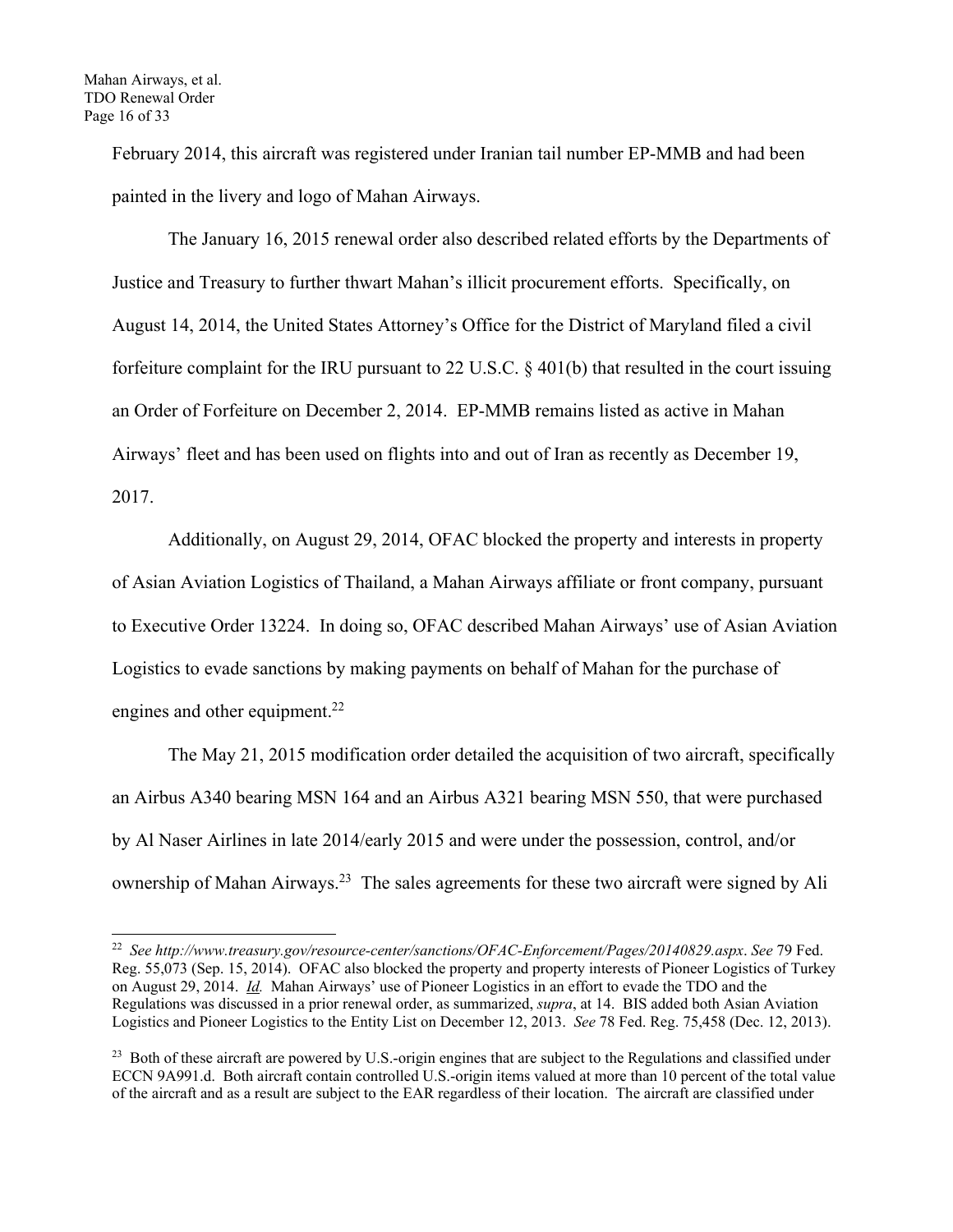February 2014, this aircraft was registered under Iranian tail number EP-MMB and had been painted in the livery and logo of Mahan Airways.

The January 16, 2015 renewal order also described related efforts by the Departments of Justice and Treasury to further thwart Mahan's illicit procurement efforts. Specifically, on August 14, 2014, the United States Attorney's Office for the District of Maryland filed a civil forfeiture complaint for the IRU pursuant to 22 U.S.C. § 401(b) that resulted in the court issuing an Order of Forfeiture on December 2, 2014. EP-MMB remains listed as active in Mahan Airways' fleet and has been used on flights into and out of Iran as recently as December 19, 2017.

Additionally, on August 29, 2014, OFAC blocked the property and interests in property of Asian Aviation Logistics of Thailand, a Mahan Airways affiliate or front company, pursuant to Executive Order 13224. In doing so, OFAC described Mahan Airways' use of Asian Aviation Logistics to evade sanctions by making payments on behalf of Mahan for the purchase of engines and other equipment.[22]

The May 21, 2015 modification order detailed the acquisition of two aircraft, specifically an Airbus A340 bearing MSN 164 and an Airbus A321 bearing MSN 550, that were purchased by Al Naser Airlines in late 2014/early 2015 and were under the possession, control, and/or ownership of Mahan Airways.[23] The sales agreements for these two aircraft were signed by Ali

---

[22] *See http://www.treasury.gov/resource-center/sanctions/OFAC-Enforcement/Pages/20140829.aspx*. *See* 79 Fed. Reg. 55,073 (Sep. 15, 2014). OFAC also blocked the property and property interests of Pioneer Logistics of Turkey on August 29, 2014. *Id.* Mahan Airways' use of Pioneer Logistics in an effort to evade the TDO and the Regulations was discussed in a prior renewal order, as summarized, *supra*, at 14. BIS added both Asian Aviation Logistics and Pioneer Logistics to the Entity List on December 12, 2013. *See* 78 Fed. Reg. 75,458 (Dec. 12, 2013).

[23] Both of these aircraft are powered by U.S.-origin engines that are subject to the Regulations and classified under ECCN 9A991.d. Both aircraft contain controlled U.S.-origin items valued at more than 10 percent of the total value of the aircraft and as a result are subject to the EAR regardless of their location. The aircraft are classified under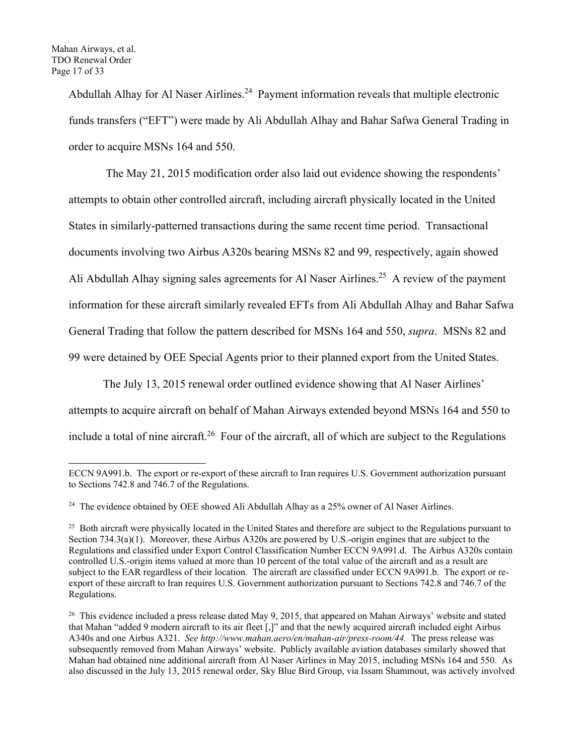Abdullah Alhay for Al Naser Airlines.[24] Payment information reveals that multiple electronic funds transfers ("EFT") were made by Ali Abdullah Alhay and Bahar Safwa General Trading in order to acquire MSNs 164 and 550.

The May 21, 2015 modification order also laid out evidence showing the respondents' attempts to obtain other controlled aircraft, including aircraft physically located in the United States in similarly-patterned transactions during the same recent time period. Transactional documents involving two Airbus A320s bearing MSNs 82 and 99, respectively, again showed Ali Abdullah Alhay signing sales agreements for Al Naser Airlines.[25] A review of the payment information for these aircraft similarly revealed EFTs from Ali Abdullah Alhay and Bahar Safwa General Trading that follow the pattern described for MSNs 164 and 550, *supra*. MSNs 82 and 99 were detained by OEE Special Agents prior to their planned export from the United States.

The July 13, 2015 renewal order outlined evidence showing that Al Naser Airlines' attempts to acquire aircraft on behalf of Mahan Airways extended beyond MSNs 164 and 550 to include a total of nine aircraft.[26] Four of the aircraft, all of which are subject to the Regulations

---

ECCN 9A991.b. The export or re-export of these aircraft to Iran requires U.S. Government authorization pursuant to Sections 742.8 and 746.7 of the Regulations.

[24] The evidence obtained by OEE showed Ali Abdullah Alhay as a 25% owner of Al Naser Airlines.

[25] Both aircraft were physically located in the United States and therefore are subject to the Regulations pursuant to Section 734.3(a)(1). Moreover, these Airbus A320s are powered by U.S.-origin engines that are subject to the Regulations and classified under Export Control Classification Number ECCN 9A991.d. The Airbus A320s contain controlled U.S.-origin items valued at more than 10 percent of the total value of the aircraft and as a result are subject to the EAR regardless of their location. The aircraft are classified under ECCN 9A991.b. The export or re-export of these aircraft to Iran requires U.S. Government authorization pursuant to Sections 742.8 and 746.7 of the Regulations.

[26] This evidence included a press release dated May 9, 2015, that appeared on Mahan Airways' website and stated that Mahan "added 9 modern aircraft to its air fleet [,]" and that the newly acquired aircraft included eight Airbus A340s and one Airbus A321. *See http://www.mahan.aero/en/mahan-air/press-room/44.* The press release was subsequently removed from Mahan Airways' website. Publicly available aviation databases similarly showed that Mahan had obtained nine additional aircraft from Al Naser Airlines in May 2015, including MSNs 164 and 550. As also discussed in the July 13, 2015 renewal order, Sky Blue Bird Group, via Issam Shammout, was actively involved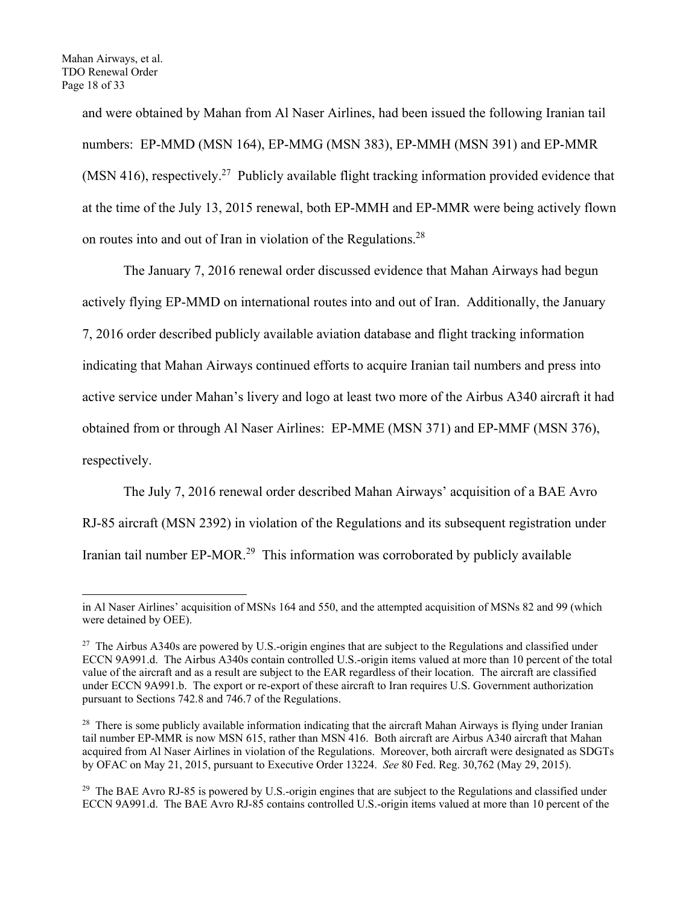and were obtained by Mahan from Al Naser Airlines, had been issued the following Iranian tail numbers: EP-MMD (MSN 164), EP-MMG (MSN 383), EP-MMH (MSN 391) and EP-MMR (MSN 416), respectively.[27] Publicly available flight tracking information provided evidence that at the time of the July 13, 2015 renewal, both EP-MMH and EP-MMR were being actively flown on routes into and out of Iran in violation of the Regulations.[28]

The January 7, 2016 renewal order discussed evidence that Mahan Airways had begun actively flying EP-MMD on international routes into and out of Iran. Additionally, the January 7, 2016 order described publicly available aviation database and flight tracking information indicating that Mahan Airways continued efforts to acquire Iranian tail numbers and press into active service under Mahan's livery and logo at least two more of the Airbus A340 aircraft it had obtained from or through Al Naser Airlines: EP-MME (MSN 371) and EP-MMF (MSN 376), respectively.

The July 7, 2016 renewal order described Mahan Airways' acquisition of a BAE Avro RJ-85 aircraft (MSN 2392) in violation of the Regulations and its subsequent registration under Iranian tail number EP-MOR.[29] This information was corroborated by publicly available

---

in Al Naser Airlines' acquisition of MSNs 164 and 550, and the attempted acquisition of MSNs 82 and 99 (which were detained by OEE).

[27] The Airbus A340s are powered by U.S.-origin engines that are subject to the Regulations and classified under ECCN 9A991.d. The Airbus A340s contain controlled U.S.-origin items valued at more than 10 percent of the total value of the aircraft and as a result are subject to the EAR regardless of their location. The aircraft are classified under ECCN 9A991.b. The export or re-export of these aircraft to Iran requires U.S. Government authorization pursuant to Sections 742.8 and 746.7 of the Regulations.

[28] There is some publicly available information indicating that the aircraft Mahan Airways is flying under Iranian tail number EP-MMR is now MSN 615, rather than MSN 416. Both aircraft are Airbus A340 aircraft that Mahan acquired from Al Naser Airlines in violation of the Regulations. Moreover, both aircraft were designated as SDGTs by OFAC on May 21, 2015, pursuant to Executive Order 13224. *See* 80 Fed. Reg. 30,762 (May 29, 2015).

[29] The BAE Avro RJ-85 is powered by U.S.-origin engines that are subject to the Regulations and classified under ECCN 9A991.d. The BAE Avro RJ-85 contains controlled U.S.-origin items valued at more than 10 percent of the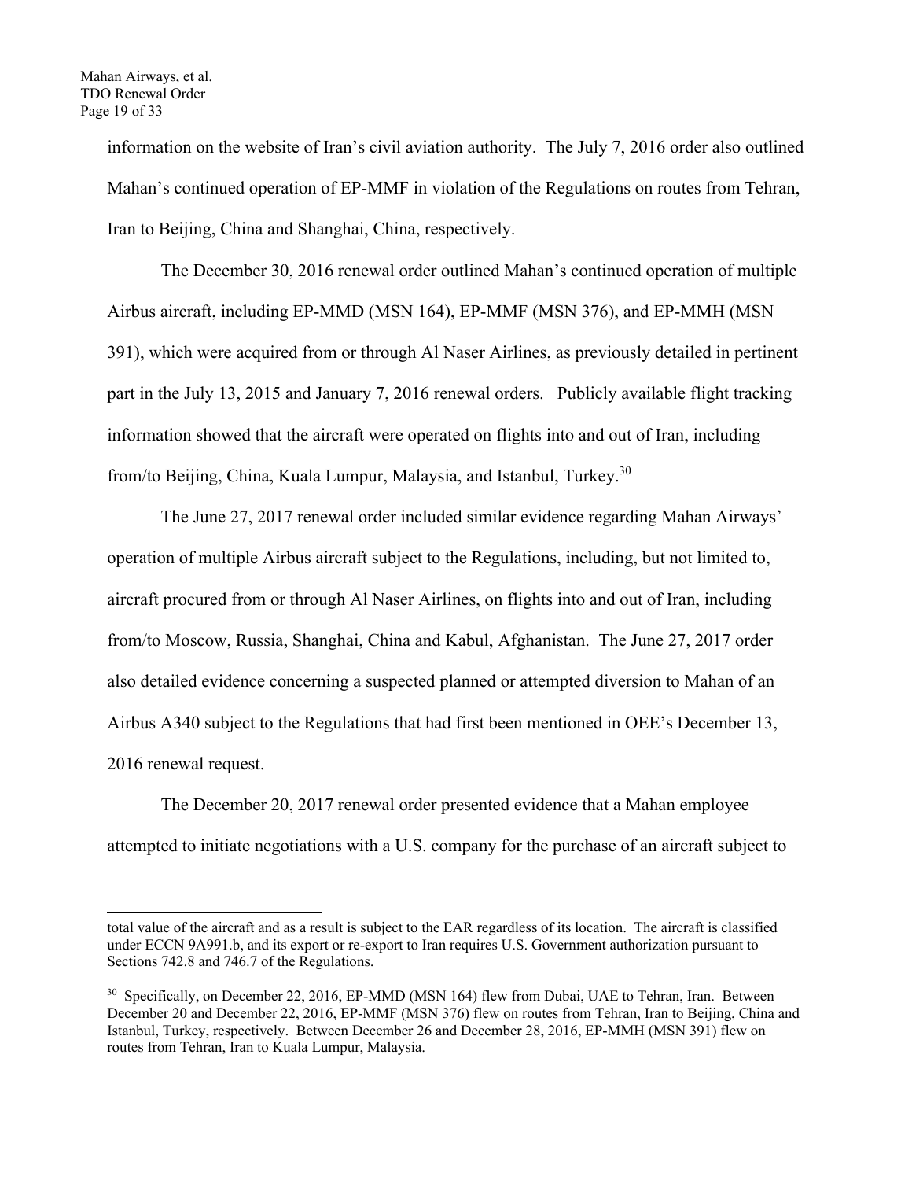information on the website of Iran's civil aviation authority. The July 7, 2016 order also outlined Mahan's continued operation of EP-MMF in violation of the Regulations on routes from Tehran, Iran to Beijing, China and Shanghai, China, respectively.

The December 30, 2016 renewal order outlined Mahan's continued operation of multiple Airbus aircraft, including EP-MMD (MSN 164), EP-MMF (MSN 376), and EP-MMH (MSN 391), which were acquired from or through Al Naser Airlines, as previously detailed in pertinent part in the July 13, 2015 and January 7, 2016 renewal orders. Publicly available flight tracking information showed that the aircraft were operated on flights into and out of Iran, including from/to Beijing, China, Kuala Lumpur, Malaysia, and Istanbul, Turkey.[30]

The June 27, 2017 renewal order included similar evidence regarding Mahan Airways' operation of multiple Airbus aircraft subject to the Regulations, including, but not limited to, aircraft procured from or through Al Naser Airlines, on flights into and out of Iran, including from/to Moscow, Russia, Shanghai, China and Kabul, Afghanistan. The June 27, 2017 order also detailed evidence concerning a suspected planned or attempted diversion to Mahan of an Airbus A340 subject to the Regulations that had first been mentioned in OEE's December 13, 2016 renewal request.

The December 20, 2017 renewal order presented evidence that a Mahan employee attempted to initiate negotiations with a U.S. company for the purchase of an aircraft subject to

---

total value of the aircraft and as a result is subject to the EAR regardless of its location. The aircraft is classified under ECCN 9A991.b, and its export or re-export to Iran requires U.S. Government authorization pursuant to Sections 742.8 and 746.7 of the Regulations.

[30] Specifically, on December 22, 2016, EP-MMD (MSN 164) flew from Dubai, UAE to Tehran, Iran. Between December 20 and December 22, 2016, EP-MMF (MSN 376) flew on routes from Tehran, Iran to Beijing, China and Istanbul, Turkey, respectively. Between December 26 and December 28, 2016, EP-MMH (MSN 391) flew on routes from Tehran, Iran to Kuala Lumpur, Malaysia.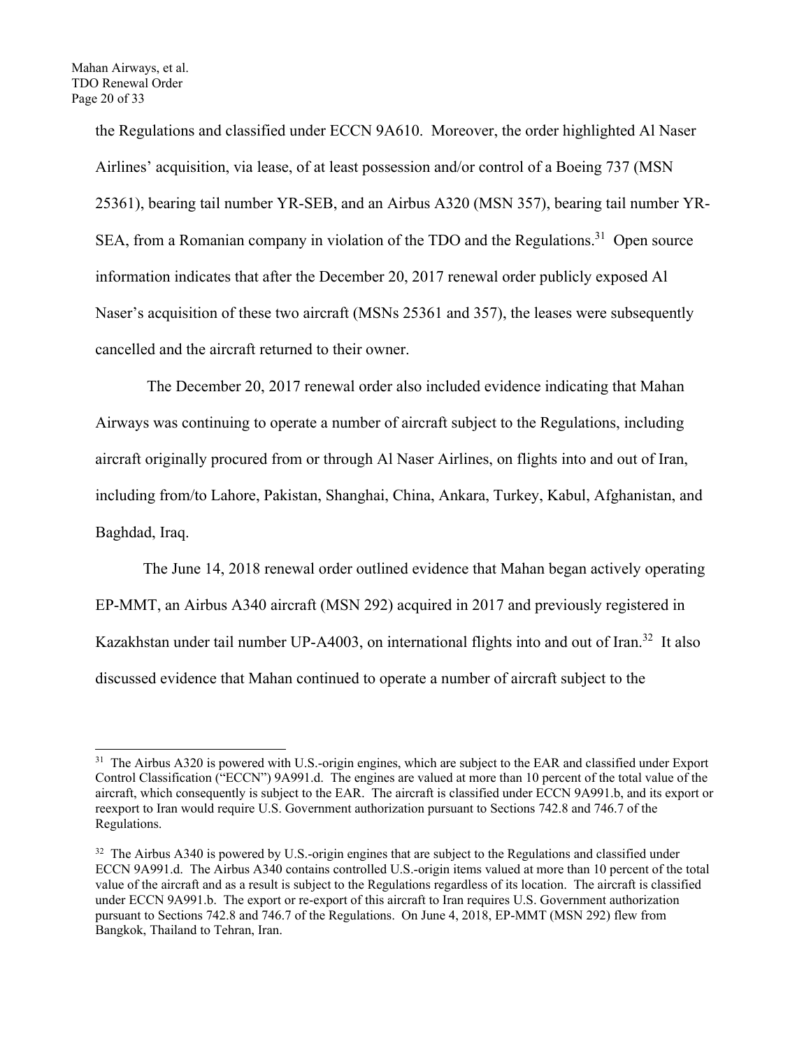the Regulations and classified under ECCN 9A610. Moreover, the order highlighted Al Naser Airlines' acquisition, via lease, of at least possession and/or control of a Boeing 737 (MSN 25361), bearing tail number YR-SEB, and an Airbus A320 (MSN 357), bearing tail number YR-SEA, from a Romanian company in violation of the TDO and the Regulations.[31] Open source information indicates that after the December 20, 2017 renewal order publicly exposed Al Naser's acquisition of these two aircraft (MSNs 25361 and 357), the leases were subsequently cancelled and the aircraft returned to their owner.

The December 20, 2017 renewal order also included evidence indicating that Mahan Airways was continuing to operate a number of aircraft subject to the Regulations, including aircraft originally procured from or through Al Naser Airlines, on flights into and out of Iran, including from/to Lahore, Pakistan, Shanghai, China, Ankara, Turkey, Kabul, Afghanistan, and Baghdad, Iraq.

The June 14, 2018 renewal order outlined evidence that Mahan began actively operating EP-MMT, an Airbus A340 aircraft (MSN 292) acquired in 2017 and previously registered in Kazakhstan under tail number UP-A4003, on international flights into and out of Iran.[32] It also discussed evidence that Mahan continued to operate a number of aircraft subject to the

---

[31] The Airbus A320 is powered with U.S.-origin engines, which are subject to the EAR and classified under Export Control Classification ("ECCN") 9A991.d. The engines are valued at more than 10 percent of the total value of the aircraft, which consequently is subject to the EAR. The aircraft is classified under ECCN 9A991.b, and its export or reexport to Iran would require U.S. Government authorization pursuant to Sections 742.8 and 746.7 of the Regulations.

[32] The Airbus A340 is powered by U.S.-origin engines that are subject to the Regulations and classified under ECCN 9A991.d. The Airbus A340 contains controlled U.S.-origin items valued at more than 10 percent of the total value of the aircraft and as a result is subject to the Regulations regardless of its location. The aircraft is classified under ECCN 9A991.b. The export or re-export of this aircraft to Iran requires U.S. Government authorization pursuant to Sections 742.8 and 746.7 of the Regulations. On June 4, 2018, EP-MMT (MSN 292) flew from Bangkok, Thailand to Tehran, Iran.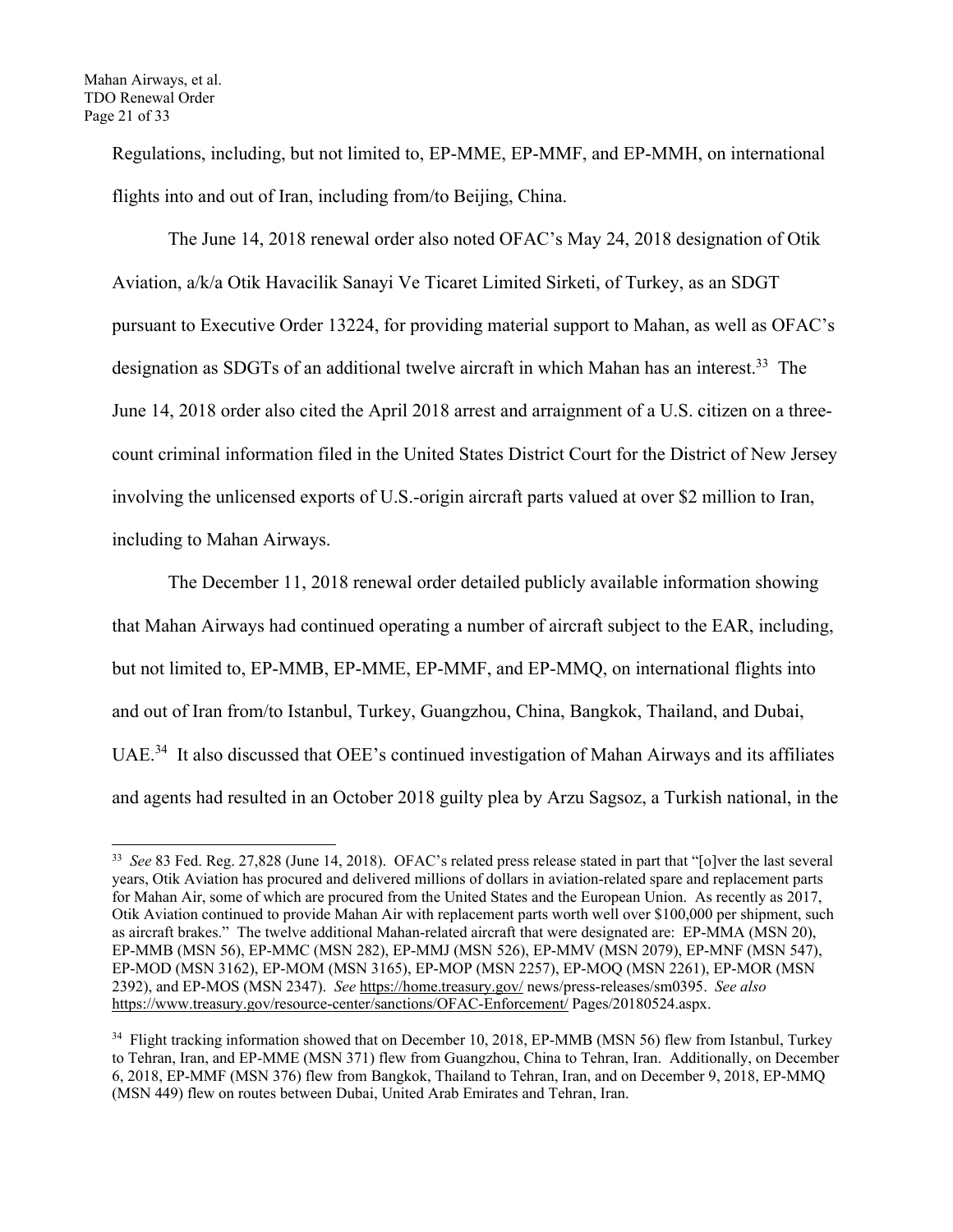Regulations, including, but not limited to, EP-MME, EP-MMF, and EP-MMH, on international flights into and out of Iran, including from/to Beijing, China.

The June 14, 2018 renewal order also noted OFAC's May 24, 2018 designation of Otik Aviation, a/k/a Otik Havacilik Sanayi Ve Ticaret Limited Sirketi, of Turkey, as an SDGT pursuant to Executive Order 13224, for providing material support to Mahan, as well as OFAC's designation as SDGTs of an additional twelve aircraft in which Mahan has an interest.[33] The June 14, 2018 order also cited the April 2018 arrest and arraignment of a U.S. citizen on a three-count criminal information filed in the United States District Court for the District of New Jersey involving the unlicensed exports of U.S.-origin aircraft parts valued at over $2 million to Iran, including to Mahan Airways.

The December 11, 2018 renewal order detailed publicly available information showing that Mahan Airways had continued operating a number of aircraft subject to the EAR, including, but not limited to, EP-MMB, EP-MME, EP-MMF, and EP-MMQ, on international flights into and out of Iran from/to Istanbul, Turkey, Guangzhou, China, Bangkok, Thailand, and Dubai, UAE.[34] It also discussed that OEE's continued investigation of Mahan Airways and its affiliates and agents had resulted in an October 2018 guilty plea by Arzu Sagsoz, a Turkish national, in the

---

[33] *See* 83 Fed. Reg. 27,828 (June 14, 2018). OFAC's related press release stated in part that "[o]ver the last several years, Otik Aviation has procured and delivered millions of dollars in aviation-related spare and replacement parts for Mahan Air, some of which are procured from the United States and the European Union. As recently as 2017, Otik Aviation continued to provide Mahan Air with replacement parts worth well over $100,000 per shipment, such as aircraft brakes." The twelve additional Mahan-related aircraft that were designated are: EP-MMA (MSN 20), EP-MMB (MSN 56), EP-MMC (MSN 282), EP-MMJ (MSN 526), EP-MMV (MSN 2079), EP-MNF (MSN 547), EP-MOD (MSN 3162), EP-MOM (MSN 3165), EP-MOP (MSN 2257), EP-MOQ (MSN 2261), EP-MOR (MSN 2392), and EP-MOS (MSN 2347). *See* https://home.treasury.gov/ news/press-releases/sm0395. *See also* https://www.treasury.gov/resource-center/sanctions/OFAC-Enforcement/ Pages/20180524.aspx.

[34] Flight tracking information showed that on December 10, 2018, EP-MMB (MSN 56) flew from Istanbul, Turkey to Tehran, Iran, and EP-MME (MSN 371) flew from Guangzhou, China to Tehran, Iran. Additionally, on December 6, 2018, EP-MMF (MSN 376) flew from Bangkok, Thailand to Tehran, Iran, and on December 9, 2018, EP-MMQ (MSN 449) flew on routes between Dubai, United Arab Emirates and Tehran, Iran.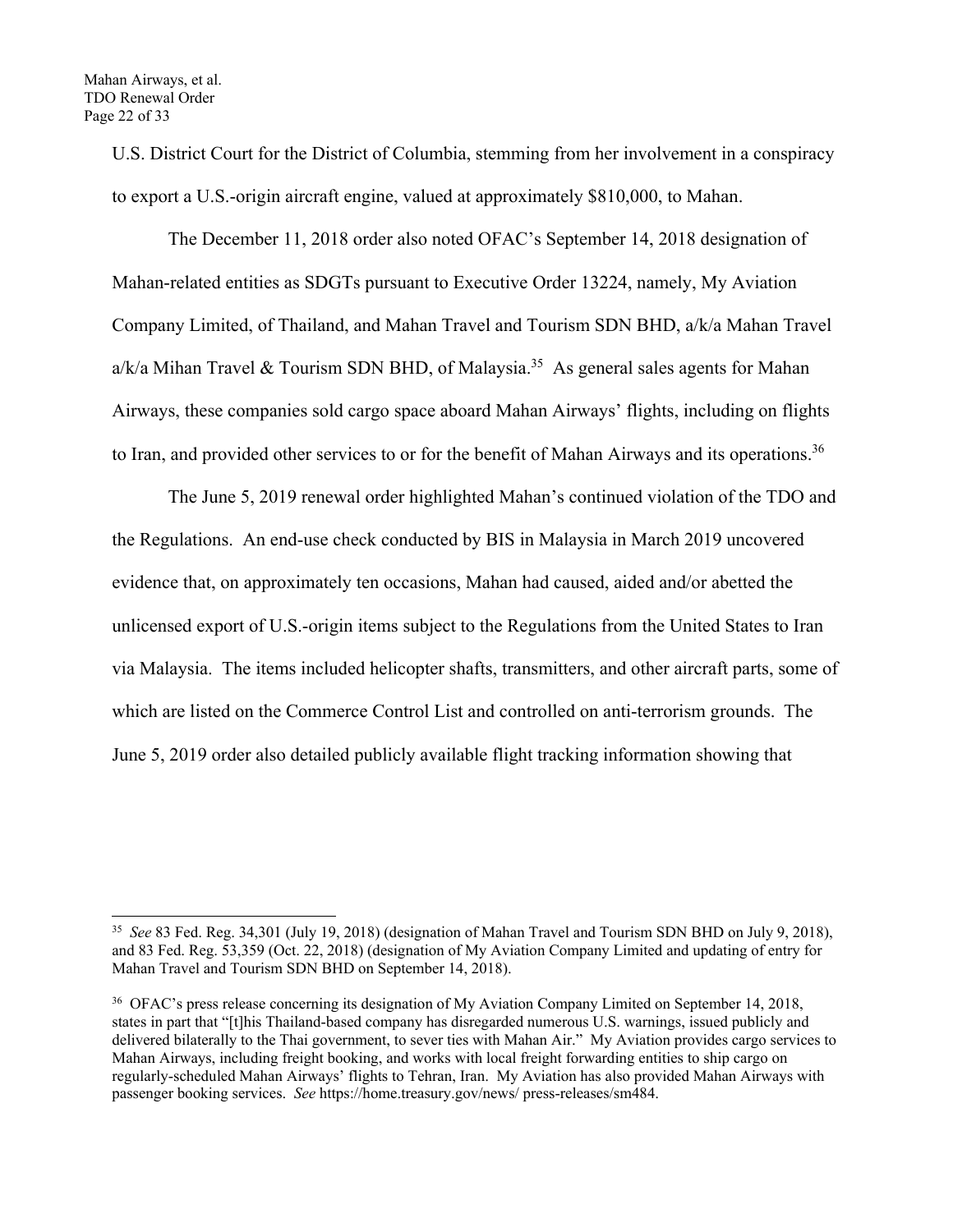U.S. District Court for the District of Columbia, stemming from her involvement in a conspiracy to export a U.S.-origin aircraft engine, valued at approximately $810,000, to Mahan.

The December 11, 2018 order also noted OFAC's September 14, 2018 designation of Mahan-related entities as SDGTs pursuant to Executive Order 13224, namely, My Aviation Company Limited, of Thailand, and Mahan Travel and Tourism SDN BHD, a/k/a Mahan Travel a/k/a Mihan Travel & Tourism SDN BHD, of Malaysia.[35] As general sales agents for Mahan Airways, these companies sold cargo space aboard Mahan Airways' flights, including on flights to Iran, and provided other services to or for the benefit of Mahan Airways and its operations.[36]

The June 5, 2019 renewal order highlighted Mahan's continued violation of the TDO and the Regulations. An end-use check conducted by BIS in Malaysia in March 2019 uncovered evidence that, on approximately ten occasions, Mahan had caused, aided and/or abetted the unlicensed export of U.S.-origin items subject to the Regulations from the United States to Iran via Malaysia. The items included helicopter shafts, transmitters, and other aircraft parts, some of which are listed on the Commerce Control List and controlled on anti-terrorism grounds. The June 5, 2019 order also detailed publicly available flight tracking information showing that

---

[35] *See* 83 Fed. Reg. 34,301 (July 19, 2018) (designation of Mahan Travel and Tourism SDN BHD on July 9, 2018), and 83 Fed. Reg. 53,359 (Oct. 22, 2018) (designation of My Aviation Company Limited and updating of entry for Mahan Travel and Tourism SDN BHD on September 14, 2018).

[36] OFAC's press release concerning its designation of My Aviation Company Limited on September 14, 2018, states in part that "[t]his Thailand-based company has disregarded numerous U.S. warnings, issued publicly and delivered bilaterally to the Thai government, to sever ties with Mahan Air." My Aviation provides cargo services to Mahan Airways, including freight booking, and works with local freight forwarding entities to ship cargo on regularly-scheduled Mahan Airways' flights to Tehran, Iran. My Aviation has also provided Mahan Airways with passenger booking services. *See* https://home.treasury.gov/news/ press-releases/sm484.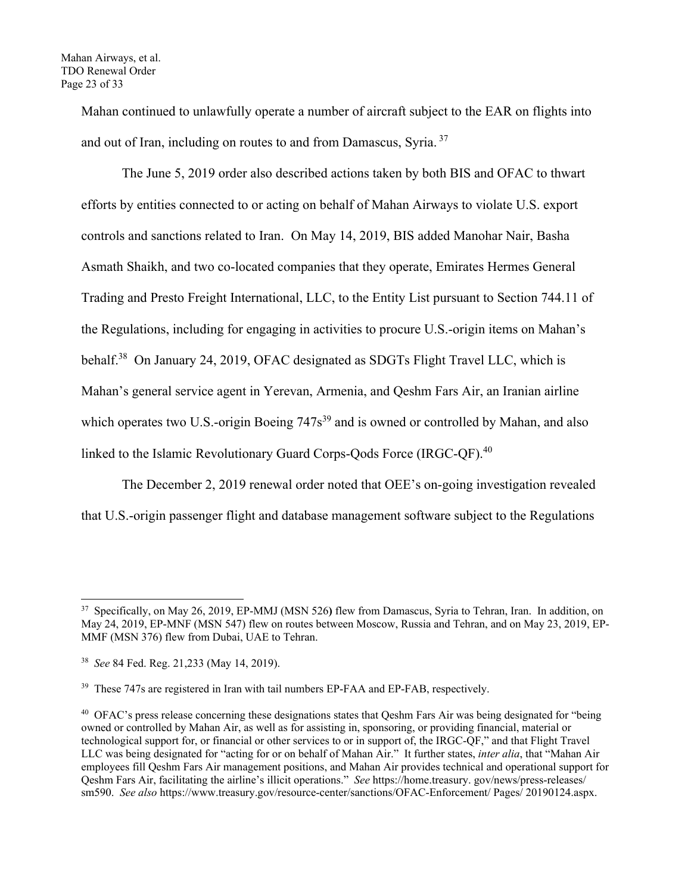Mahan continued to unlawfully operate a number of aircraft subject to the EAR on flights into and out of Iran, including on routes to and from Damascus, Syria.[37]

The June 5, 2019 order also described actions taken by both BIS and OFAC to thwart efforts by entities connected to or acting on behalf of Mahan Airways to violate U.S. export controls and sanctions related to Iran. On May 14, 2019, BIS added Manohar Nair, Basha Asmath Shaikh, and two co-located companies that they operate, Emirates Hermes General Trading and Presto Freight International, LLC, to the Entity List pursuant to Section 744.11 of the Regulations, including for engaging in activities to procure U.S.-origin items on Mahan's behalf.[38] On January 24, 2019, OFAC designated as SDGTs Flight Travel LLC, which is Mahan's general service agent in Yerevan, Armenia, and Qeshm Fars Air, an Iranian airline which operates two U.S.-origin Boeing 747s[39] and is owned or controlled by Mahan, and also linked to the Islamic Revolutionary Guard Corps-Qods Force (IRGC-QF).[40]

The December 2, 2019 renewal order noted that OEE's on-going investigation revealed that U.S.-origin passenger flight and database management software subject to the Regulations

---

[37] Specifically, on May 26, 2019, EP-MMJ (MSN 526**)** flew from Damascus, Syria to Tehran, Iran. In addition, on May 24, 2019, EP-MNF (MSN 547) flew on routes between Moscow, Russia and Tehran, and on May 23, 2019, EP-MMF (MSN 376) flew from Dubai, UAE to Tehran.

[38] *See* 84 Fed. Reg. 21,233 (May 14, 2019).

[39] These 747s are registered in Iran with tail numbers EP-FAA and EP-FAB, respectively.

[40] OFAC's press release concerning these designations states that Qeshm Fars Air was being designated for "being owned or controlled by Mahan Air, as well as for assisting in, sponsoring, or providing financial, material or technological support for, or financial or other services to or in support of, the IRGC-QF," and that Flight Travel LLC was being designated for "acting for or on behalf of Mahan Air." It further states, *inter alia*, that "Mahan Air employees fill Qeshm Fars Air management positions, and Mahan Air provides technical and operational support for Qeshm Fars Air, facilitating the airline's illicit operations." *See* https://home.treasury. gov/news/press-releases/ sm590. *See also* https://www.treasury.gov/resource-center/sanctions/OFAC-Enforcement/ Pages/ 20190124.aspx.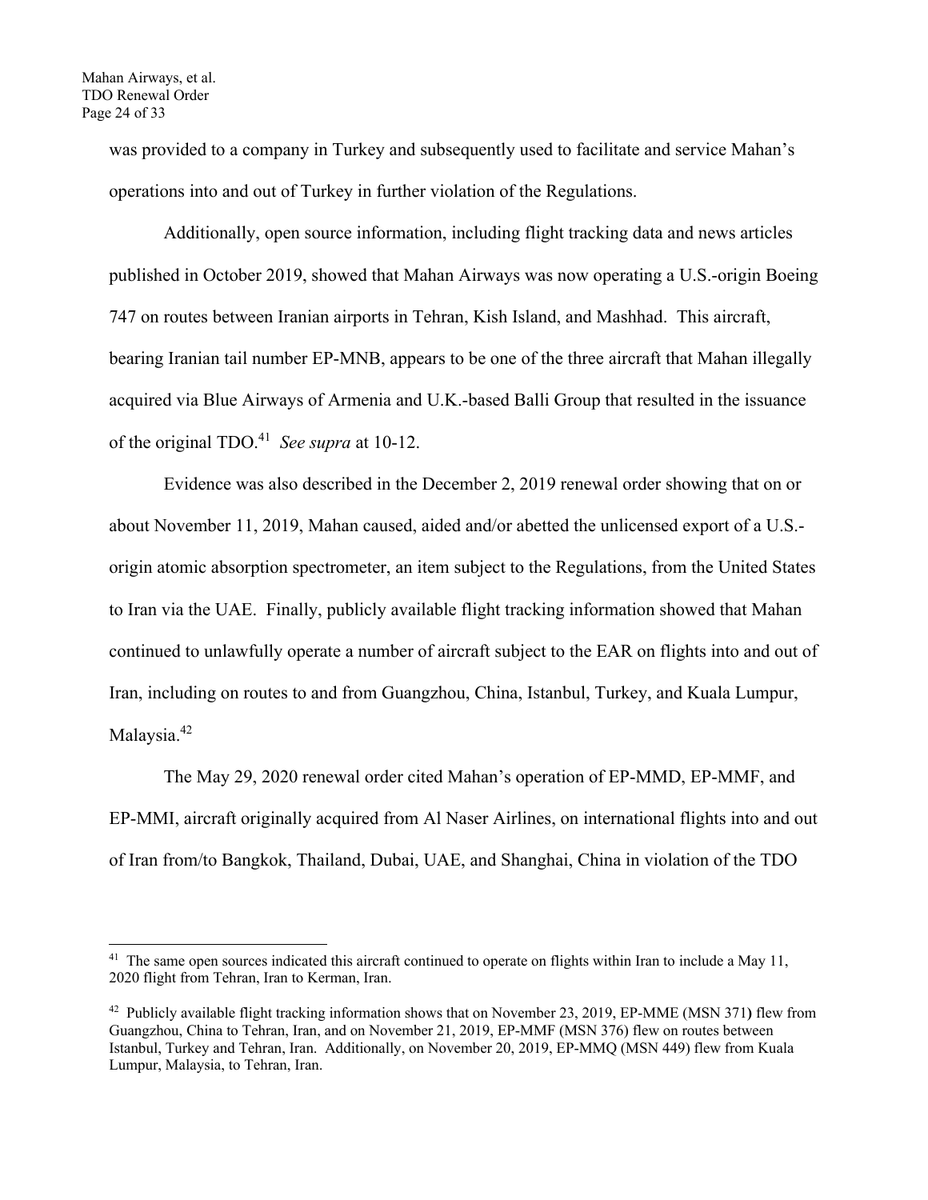was provided to a company in Turkey and subsequently used to facilitate and service Mahan's operations into and out of Turkey in further violation of the Regulations.

Additionally, open source information, including flight tracking data and news articles published in October 2019, showed that Mahan Airways was now operating a U.S.-origin Boeing 747 on routes between Iranian airports in Tehran, Kish Island, and Mashhad. This aircraft, bearing Iranian tail number EP-MNB, appears to be one of the three aircraft that Mahan illegally acquired via Blue Airways of Armenia and U.K.-based Balli Group that resulted in the issuance of the original TDO.[41] *See supra* at 10-12.

Evidence was also described in the December 2, 2019 renewal order showing that on or about November 11, 2019, Mahan caused, aided and/or abetted the unlicensed export of a U.S.-origin atomic absorption spectrometer, an item subject to the Regulations, from the United States to Iran via the UAE. Finally, publicly available flight tracking information showed that Mahan continued to unlawfully operate a number of aircraft subject to the EAR on flights into and out of Iran, including on routes to and from Guangzhou, China, Istanbul, Turkey, and Kuala Lumpur, Malaysia.[42]

The May 29, 2020 renewal order cited Mahan's operation of EP-MMD, EP-MMF, and EP-MMI, aircraft originally acquired from Al Naser Airlines, on international flights into and out of Iran from/to Bangkok, Thailand, Dubai, UAE, and Shanghai, China in violation of the TDO

---

[41] The same open sources indicated this aircraft continued to operate on flights within Iran to include a May 11, 2020 flight from Tehran, Iran to Kerman, Iran.

[42] Publicly available flight tracking information shows that on November 23, 2019, EP-MME (MSN 371) flew from Guangzhou, China to Tehran, Iran, and on November 21, 2019, EP-MMF (MSN 376) flew on routes between Istanbul, Turkey and Tehran, Iran. Additionally, on November 20, 2019, EP-MMQ (MSN 449) flew from Kuala Lumpur, Malaysia, to Tehran, Iran.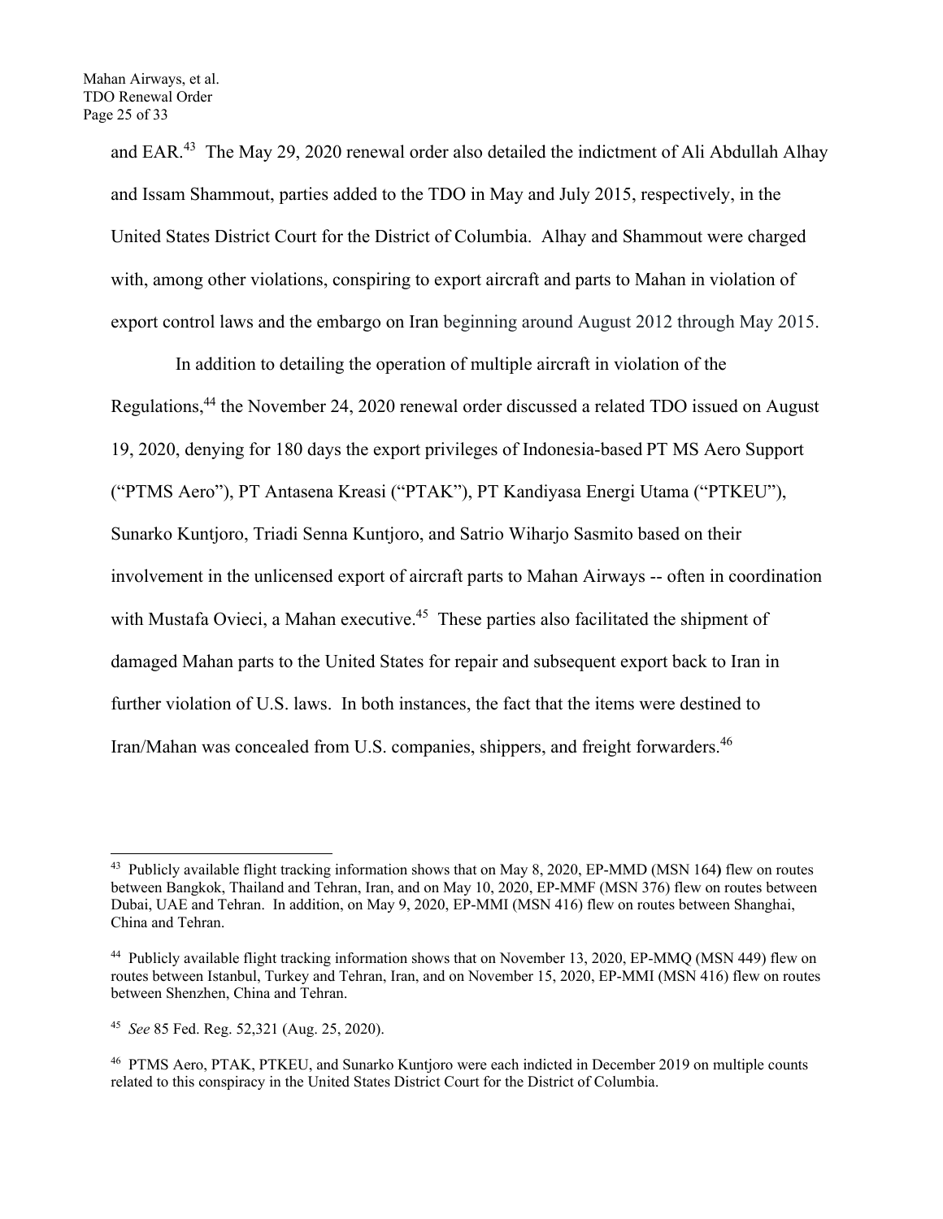and EAR.[43] The May 29, 2020 renewal order also detailed the indictment of Ali Abdullah Alhay and Issam Shammout, parties added to the TDO in May and July 2015, respectively, in the United States District Court for the District of Columbia. Alhay and Shammout were charged with, among other violations, conspiring to export aircraft and parts to Mahan in violation of export control laws and the embargo on Iran beginning around August 2012 through May 2015.

In addition to detailing the operation of multiple aircraft in violation of the Regulations,[44] the November 24, 2020 renewal order discussed a related TDO issued on August 19, 2020, denying for 180 days the export privileges of Indonesia-based PT MS Aero Support ("PTMS Aero"), PT Antasena Kreasi ("PTAK"), PT Kandiyasa Energi Utama ("PTKEU"), Sunarko Kuntjoro, Triadi Senna Kuntjoro, and Satrio Wiharjo Sasmito based on their involvement in the unlicensed export of aircraft parts to Mahan Airways -- often in coordination with Mustafa Ovieci, a Mahan executive.[45] These parties also facilitated the shipment of damaged Mahan parts to the United States for repair and subsequent export back to Iran in further violation of U.S. laws. In both instances, the fact that the items were destined to Iran/Mahan was concealed from U.S. companies, shippers, and freight forwarders.[46]

---

[43] Publicly available flight tracking information shows that on May 8, 2020, EP-MMD (MSN 164) flew on routes between Bangkok, Thailand and Tehran, Iran, and on May 10, 2020, EP-MMF (MSN 376) flew on routes between Dubai, UAE and Tehran. In addition, on May 9, 2020, EP-MMI (MSN 416) flew on routes between Shanghai, China and Tehran.

[44] Publicly available flight tracking information shows that on November 13, 2020, EP-MMQ (MSN 449) flew on routes between Istanbul, Turkey and Tehran, Iran, and on November 15, 2020, EP-MMI (MSN 416) flew on routes between Shenzhen, China and Tehran.

[45] *See* 85 Fed. Reg. 52,321 (Aug. 25, 2020).

[46] PTMS Aero, PTAK, PTKEU, and Sunarko Kuntjoro were each indicted in December 2019 on multiple counts related to this conspiracy in the United States District Court for the District of Columbia.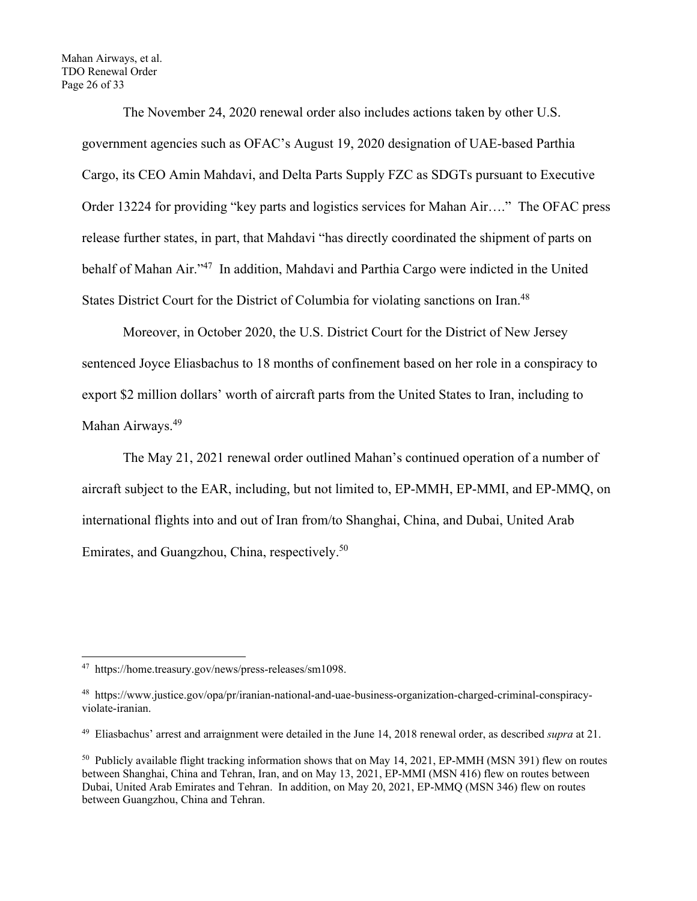The November 24, 2020 renewal order also includes actions taken by other U.S. government agencies such as OFAC's August 19, 2020 designation of UAE-based Parthia Cargo, its CEO Amin Mahdavi, and Delta Parts Supply FZC as SDGTs pursuant to Executive Order 13224 for providing "key parts and logistics services for Mahan Air…." The OFAC press release further states, in part, that Mahdavi "has directly coordinated the shipment of parts on behalf of Mahan Air."[47] In addition, Mahdavi and Parthia Cargo were indicted in the United States District Court for the District of Columbia for violating sanctions on Iran.[48]

Moreover, in October 2020, the U.S. District Court for the District of New Jersey sentenced Joyce Eliasbachus to 18 months of confinement based on her role in a conspiracy to export $2 million dollars' worth of aircraft parts from the United States to Iran, including to Mahan Airways.[49]

The May 21, 2021 renewal order outlined Mahan's continued operation of a number of aircraft subject to the EAR, including, but not limited to, EP-MMH, EP-MMI, and EP-MMQ, on international flights into and out of Iran from/to Shanghai, China, and Dubai, United Arab Emirates, and Guangzhou, China, respectively.[50]

---

[47] https://home.treasury.gov/news/press-releases/sm1098.

[48] https://www.justice.gov/opa/pr/iranian-national-and-uae-business-organization-charged-criminal-conspiracy-violate-iranian.

[49] Eliasbachus' arrest and arraignment were detailed in the June 14, 2018 renewal order, as described *supra* at 21.

[50] Publicly available flight tracking information shows that on May 14, 2021, EP-MMH (MSN 391) flew on routes between Shanghai, China and Tehran, Iran, and on May 13, 2021, EP-MMI (MSN 416) flew on routes between Dubai, United Arab Emirates and Tehran. In addition, on May 20, 2021, EP-MMQ (MSN 346) flew on routes between Guangzhou, China and Tehran.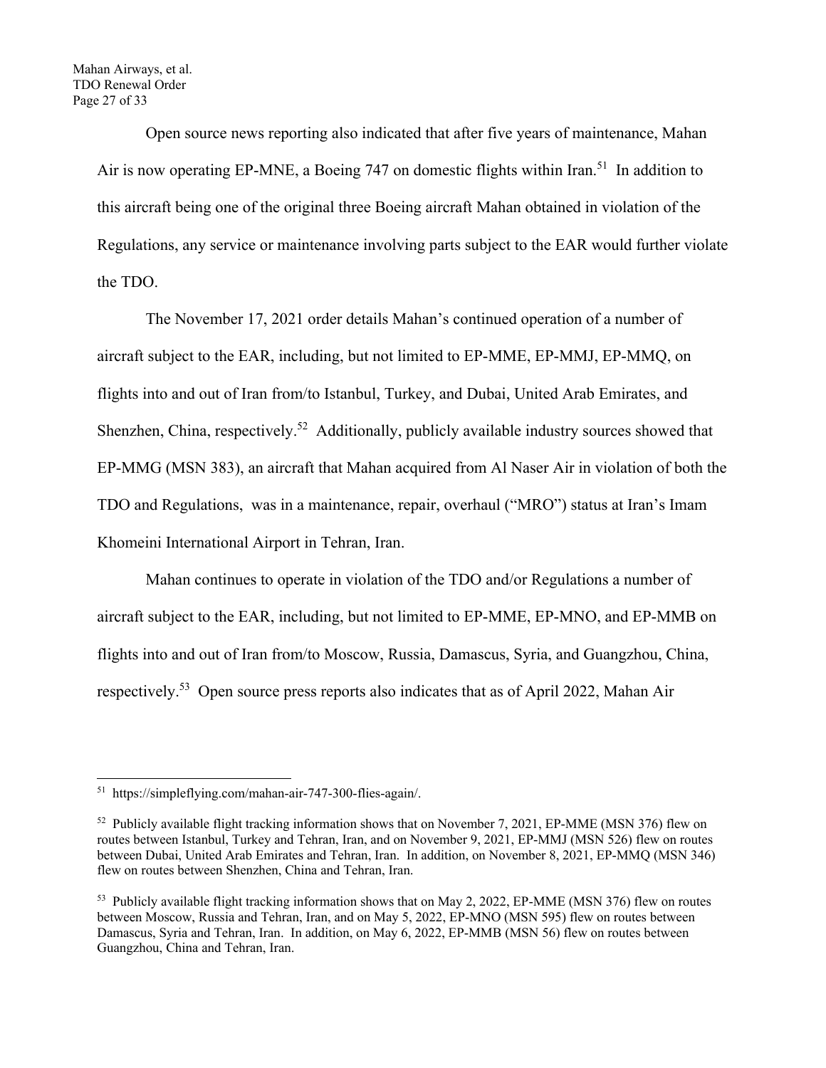Open source news reporting also indicated that after five years of maintenance, Mahan Air is now operating EP-MNE, a Boeing 747 on domestic flights within Iran.[51] In addition to this aircraft being one of the original three Boeing aircraft Mahan obtained in violation of the Regulations, any service or maintenance involving parts subject to the EAR would further violate the TDO.

The November 17, 2021 order details Mahan's continued operation of a number of aircraft subject to the EAR, including, but not limited to EP-MME, EP-MMJ, EP-MMQ, on flights into and out of Iran from/to Istanbul, Turkey, and Dubai, United Arab Emirates, and Shenzhen, China, respectively.[52] Additionally, publicly available industry sources showed that EP-MMG (MSN 383), an aircraft that Mahan acquired from Al Naser Air in violation of both the TDO and Regulations, was in a maintenance, repair, overhaul ("MRO") status at Iran's Imam Khomeini International Airport in Tehran, Iran.

Mahan continues to operate in violation of the TDO and/or Regulations a number of aircraft subject to the EAR, including, but not limited to EP-MME, EP-MNO, and EP-MMB on flights into and out of Iran from/to Moscow, Russia, Damascus, Syria, and Guangzhou, China, respectively.[53] Open source press reports also indicates that as of April 2022, Mahan Air

---

[51] https://simpleflying.com/mahan-air-747-300-flies-again/.

[52] Publicly available flight tracking information shows that on November 7, 2021, EP-MME (MSN 376) flew on routes between Istanbul, Turkey and Tehran, Iran, and on November 9, 2021, EP-MMJ (MSN 526) flew on routes between Dubai, United Arab Emirates and Tehran, Iran. In addition, on November 8, 2021, EP-MMQ (MSN 346) flew on routes between Shenzhen, China and Tehran, Iran.

[53] Publicly available flight tracking information shows that on May 2, 2022, EP-MME (MSN 376) flew on routes between Moscow, Russia and Tehran, Iran, and on May 5, 2022, EP-MNO (MSN 595) flew on routes between Damascus, Syria and Tehran, Iran. In addition, on May 6, 2022, EP-MMB (MSN 56) flew on routes between Guangzhou, China and Tehran, Iran.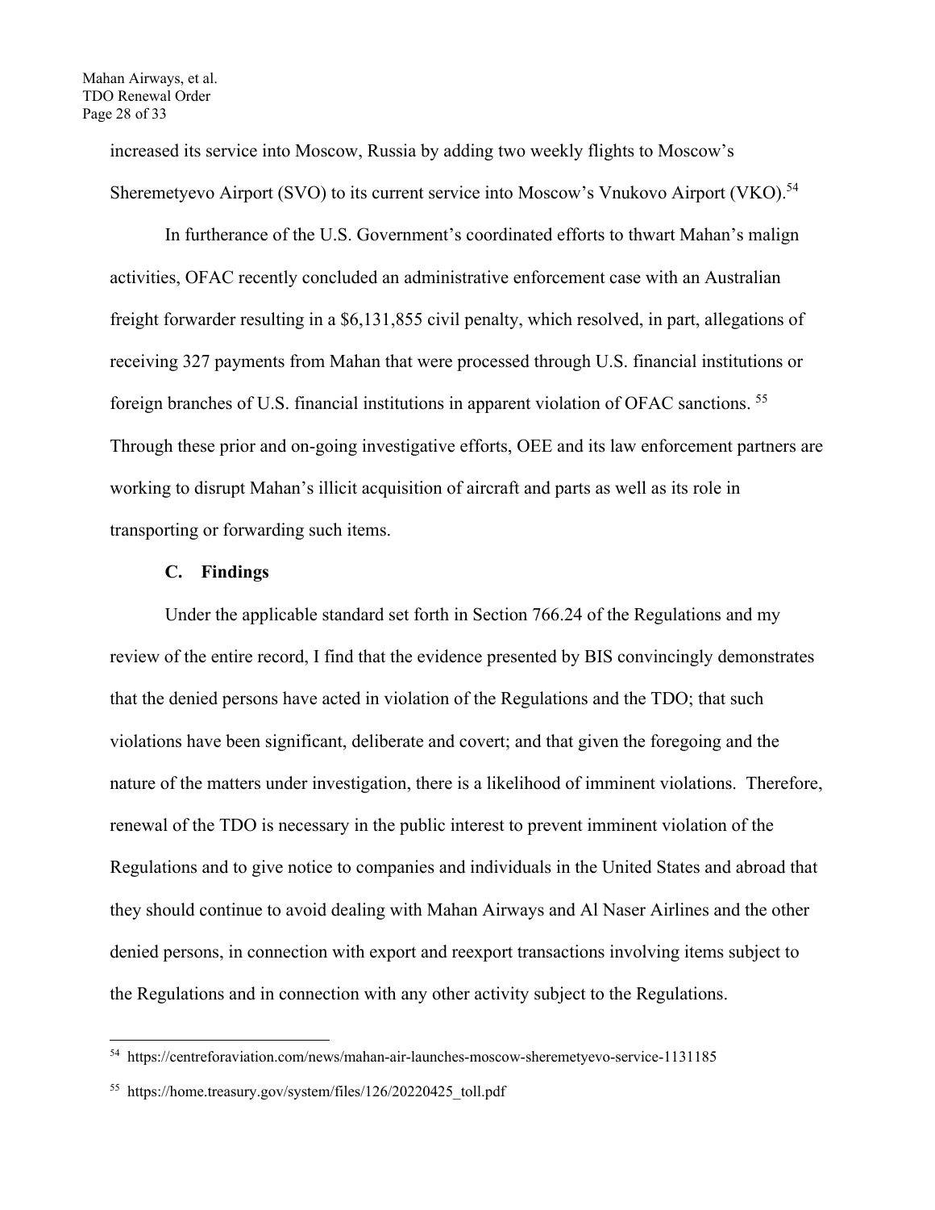increased its service into Moscow, Russia by adding two weekly flights to Moscow's Sheremetyevo Airport (SVO) to its current service into Moscow's Vnukovo Airport (VKO).[54]

In furtherance of the U.S. Government's coordinated efforts to thwart Mahan's malign activities, OFAC recently concluded an administrative enforcement case with an Australian freight forwarder resulting in a $6,131,855 civil penalty, which resolved, in part, allegations of receiving 327 payments from Mahan that were processed through U.S. financial institutions or foreign branches of U.S. financial institutions in apparent violation of OFAC sanctions. [55] Through these prior and on-going investigative efforts, OEE and its law enforcement partners are working to disrupt Mahan's illicit acquisition of aircraft and parts as well as its role in transporting or forwarding such items.

### C. Findings

Under the applicable standard set forth in Section 766.24 of the Regulations and my review of the entire record, I find that the evidence presented by BIS convincingly demonstrates that the denied persons have acted in violation of the Regulations and the TDO; that such violations have been significant, deliberate and covert; and that given the foregoing and the nature of the matters under investigation, there is a likelihood of imminent violations. Therefore, renewal of the TDO is necessary in the public interest to prevent imminent violation of the Regulations and to give notice to companies and individuals in the United States and abroad that they should continue to avoid dealing with Mahan Airways and Al Naser Airlines and the other denied persons, in connection with export and reexport transactions involving items subject to the Regulations and in connection with any other activity subject to the Regulations.

---

[54] https://centreforaviation.com/news/mahan-air-launches-moscow-sheremetyevo-service-1131185

[55] https://home.treasury.gov/system/files/126/20220425_toll.pdf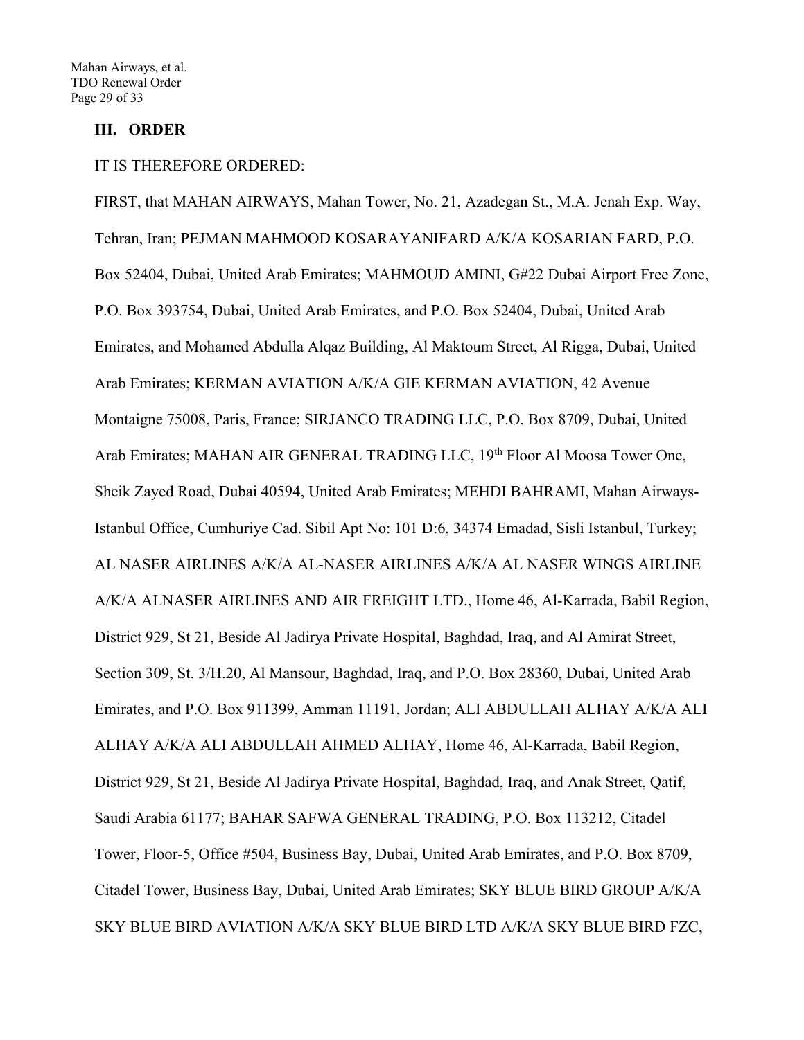## III. ORDER

IT IS THEREFORE ORDERED:

FIRST, that MAHAN AIRWAYS, Mahan Tower, No. 21, Azadegan St., M.A. Jenah Exp. Way, Tehran, Iran; PEJMAN MAHMOOD KOSARAYANIFARD A/K/A KOSARIAN FARD, P.O. Box 52404, Dubai, United Arab Emirates; MAHMOUD AMINI, G#22 Dubai Airport Free Zone, P.O. Box 393754, Dubai, United Arab Emirates, and P.O. Box 52404, Dubai, United Arab Emirates, and Mohamed Abdulla Alqaz Building, Al Maktoum Street, Al Rigga, Dubai, United Arab Emirates; KERMAN AVIATION A/K/A GIE KERMAN AVIATION, 42 Avenue Montaigne 75008, Paris, France; SIRJANCO TRADING LLC, P.O. Box 8709, Dubai, United Arab Emirates; MAHAN AIR GENERAL TRADING LLC, 19th Floor Al Moosa Tower One, Sheik Zayed Road, Dubai 40594, United Arab Emirates; MEHDI BAHRAMI, Mahan Airways-Istanbul Office, Cumhuriye Cad. Sibil Apt No: 101 D:6, 34374 Emadad, Sisli Istanbul, Turkey; AL NASER AIRLINES A/K/A AL-NASER AIRLINES A/K/A AL NASER WINGS AIRLINE A/K/A ALNASER AIRLINES AND AIR FREIGHT LTD., Home 46, Al-Karrada, Babil Region, District 929, St 21, Beside Al Jadirya Private Hospital, Baghdad, Iraq, and Al Amirat Street, Section 309, St. 3/H.20, Al Mansour, Baghdad, Iraq, and P.O. Box 28360, Dubai, United Arab Emirates, and P.O. Box 911399, Amman 11191, Jordan; ALI ABDULLAH ALHAY A/K/A ALI ALHAY A/K/A ALI ABDULLAH AHMED ALHAY, Home 46, Al-Karrada, Babil Region, District 929, St 21, Beside Al Jadirya Private Hospital, Baghdad, Iraq, and Anak Street, Qatif, Saudi Arabia 61177; BAHAR SAFWA GENERAL TRADING, P.O. Box 113212, Citadel Tower, Floor-5, Office #504, Business Bay, Dubai, United Arab Emirates, and P.O. Box 8709, Citadel Tower, Business Bay, Dubai, United Arab Emirates; SKY BLUE BIRD GROUP A/K/A SKY BLUE BIRD AVIATION A/K/A SKY BLUE BIRD LTD A/K/A SKY BLUE BIRD FZC,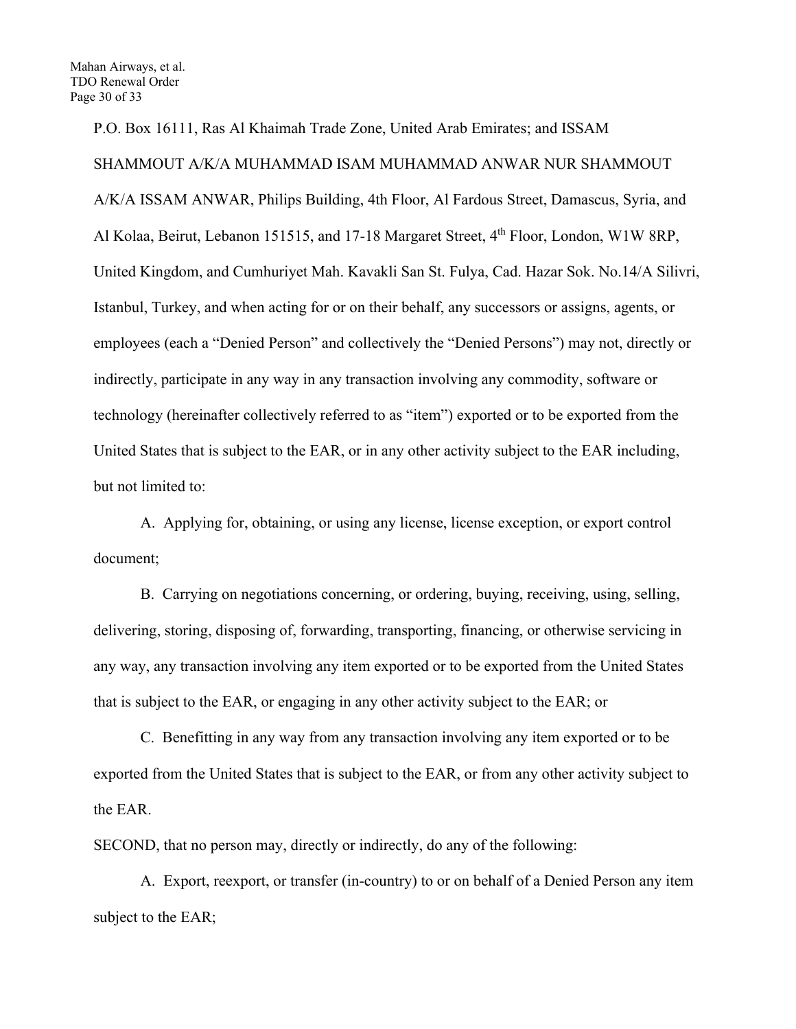P.O. Box 16111, Ras Al Khaimah Trade Zone, United Arab Emirates; and ISSAM SHAMMOUT A/K/A MUHAMMAD ISAM MUHAMMAD ANWAR NUR SHAMMOUT A/K/A ISSAM ANWAR, Philips Building, 4th Floor, Al Fardous Street, Damascus, Syria, and Al Kolaa, Beirut, Lebanon 151515, and 17-18 Margaret Street, 4th Floor, London, W1W 8RP, United Kingdom, and Cumhuriyet Mah. Kavakli San St. Fulya, Cad. Hazar Sok. No.14/A Silivri, Istanbul, Turkey, and when acting for or on their behalf, any successors or assigns, agents, or employees (each a "Denied Person" and collectively the "Denied Persons") may not, directly or indirectly, participate in any way in any transaction involving any commodity, software or technology (hereinafter collectively referred to as "item") exported or to be exported from the United States that is subject to the EAR, or in any other activity subject to the EAR including, but not limited to:

A. Applying for, obtaining, or using any license, license exception, or export control document;

B. Carrying on negotiations concerning, or ordering, buying, receiving, using, selling, delivering, storing, disposing of, forwarding, transporting, financing, or otherwise servicing in any way, any transaction involving any item exported or to be exported from the United States that is subject to the EAR, or engaging in any other activity subject to the EAR; or

C. Benefitting in any way from any transaction involving any item exported or to be exported from the United States that is subject to the EAR, or from any other activity subject to the EAR.

SECOND, that no person may, directly or indirectly, do any of the following:

A. Export, reexport, or transfer (in-country) to or on behalf of a Denied Person any item subject to the EAR;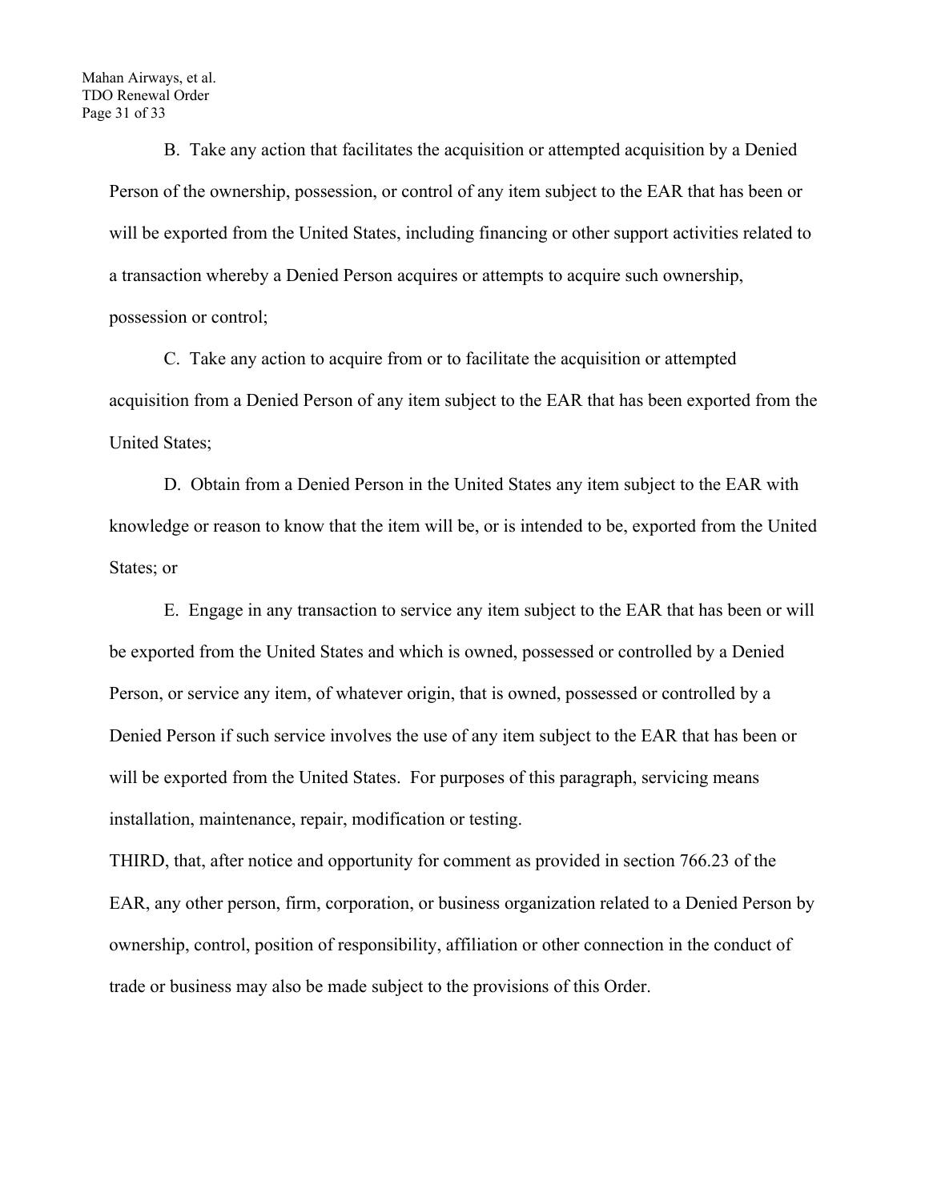B. Take any action that facilitates the acquisition or attempted acquisition by a Denied Person of the ownership, possession, or control of any item subject to the EAR that has been or will be exported from the United States, including financing or other support activities related to a transaction whereby a Denied Person acquires or attempts to acquire such ownership, possession or control;

C. Take any action to acquire from or to facilitate the acquisition or attempted acquisition from a Denied Person of any item subject to the EAR that has been exported from the United States;

D. Obtain from a Denied Person in the United States any item subject to the EAR with knowledge or reason to know that the item will be, or is intended to be, exported from the United States; or

E. Engage in any transaction to service any item subject to the EAR that has been or will be exported from the United States and which is owned, possessed or controlled by a Denied Person, or service any item, of whatever origin, that is owned, possessed or controlled by a Denied Person if such service involves the use of any item subject to the EAR that has been or will be exported from the United States. For purposes of this paragraph, servicing means installation, maintenance, repair, modification or testing.

THIRD, that, after notice and opportunity for comment as provided in section 766.23 of the EAR, any other person, firm, corporation, or business organization related to a Denied Person by ownership, control, position of responsibility, affiliation or other connection in the conduct of trade or business may also be made subject to the provisions of this Order.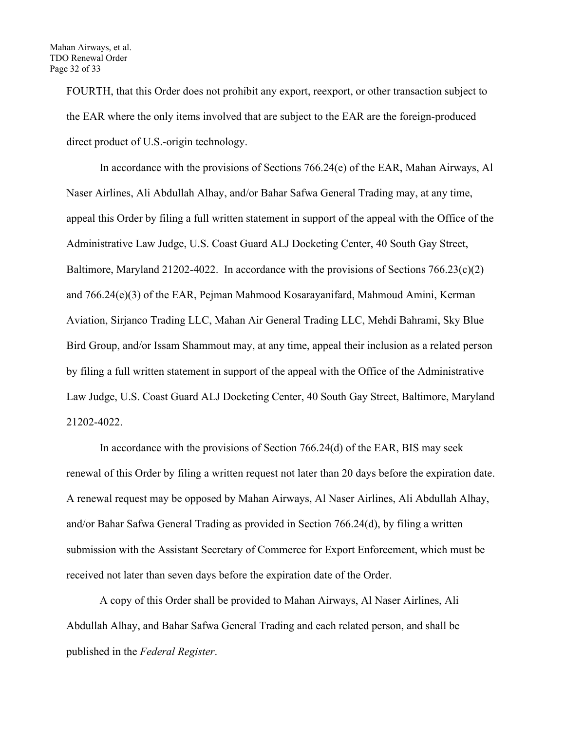FOURTH, that this Order does not prohibit any export, reexport, or other transaction subject to the EAR where the only items involved that are subject to the EAR are the foreign-produced direct product of U.S.-origin technology.

In accordance with the provisions of Sections 766.24(e) of the EAR, Mahan Airways, Al Naser Airlines, Ali Abdullah Alhay, and/or Bahar Safwa General Trading may, at any time, appeal this Order by filing a full written statement in support of the appeal with the Office of the Administrative Law Judge, U.S. Coast Guard ALJ Docketing Center, 40 South Gay Street, Baltimore, Maryland 21202-4022. In accordance with the provisions of Sections 766.23(c)(2) and 766.24(e)(3) of the EAR, Pejman Mahmood Kosarayanifard, Mahmoud Amini, Kerman Aviation, Sirjanco Trading LLC, Mahan Air General Trading LLC, Mehdi Bahrami, Sky Blue Bird Group, and/or Issam Shammout may, at any time, appeal their inclusion as a related person by filing a full written statement in support of the appeal with the Office of the Administrative Law Judge, U.S. Coast Guard ALJ Docketing Center, 40 South Gay Street, Baltimore, Maryland 21202-4022.

In accordance with the provisions of Section 766.24(d) of the EAR, BIS may seek renewal of this Order by filing a written request not later than 20 days before the expiration date. A renewal request may be opposed by Mahan Airways, Al Naser Airlines, Ali Abdullah Alhay, and/or Bahar Safwa General Trading as provided in Section 766.24(d), by filing a written submission with the Assistant Secretary of Commerce for Export Enforcement, which must be received not later than seven days before the expiration date of the Order.

A copy of this Order shall be provided to Mahan Airways, Al Naser Airlines, Ali Abdullah Alhay, and Bahar Safwa General Trading and each related person, and shall be published in the *Federal Register*.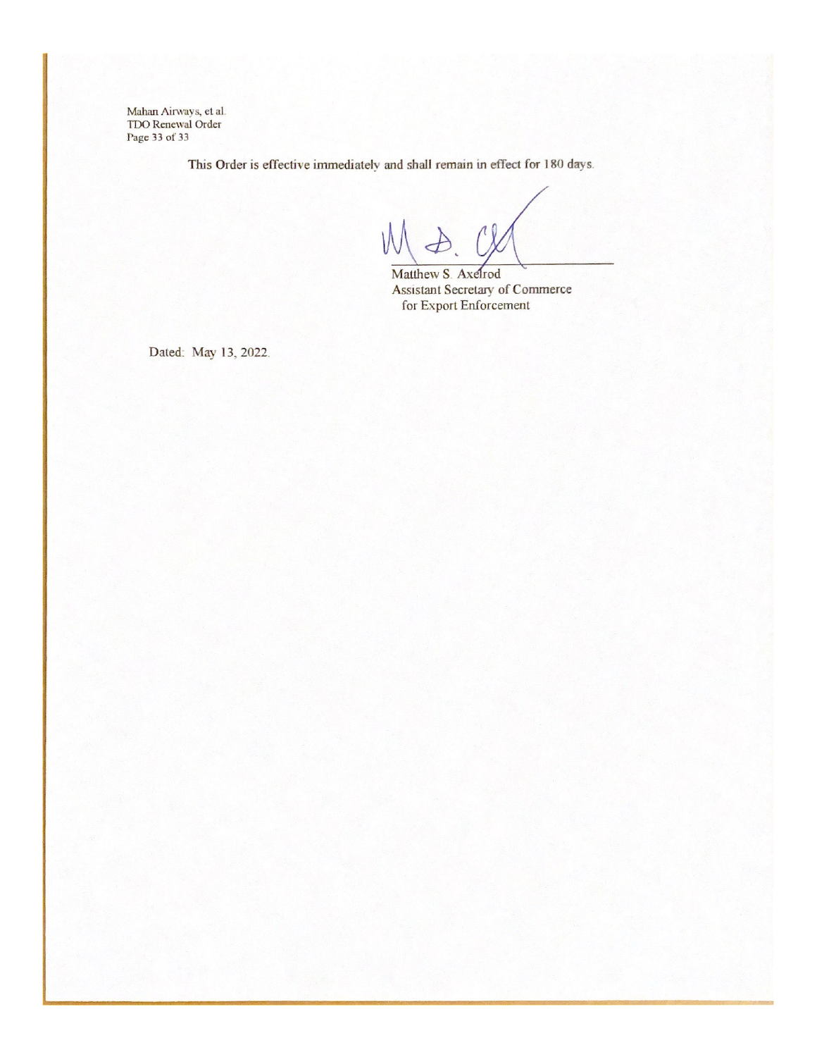This Order is effective immediately and shall remain in effect for 180 days.

Matthew S. Axelrod
Assistant Secretary of Commerce
for Export Enforcement

Dated: May 13, 2022.